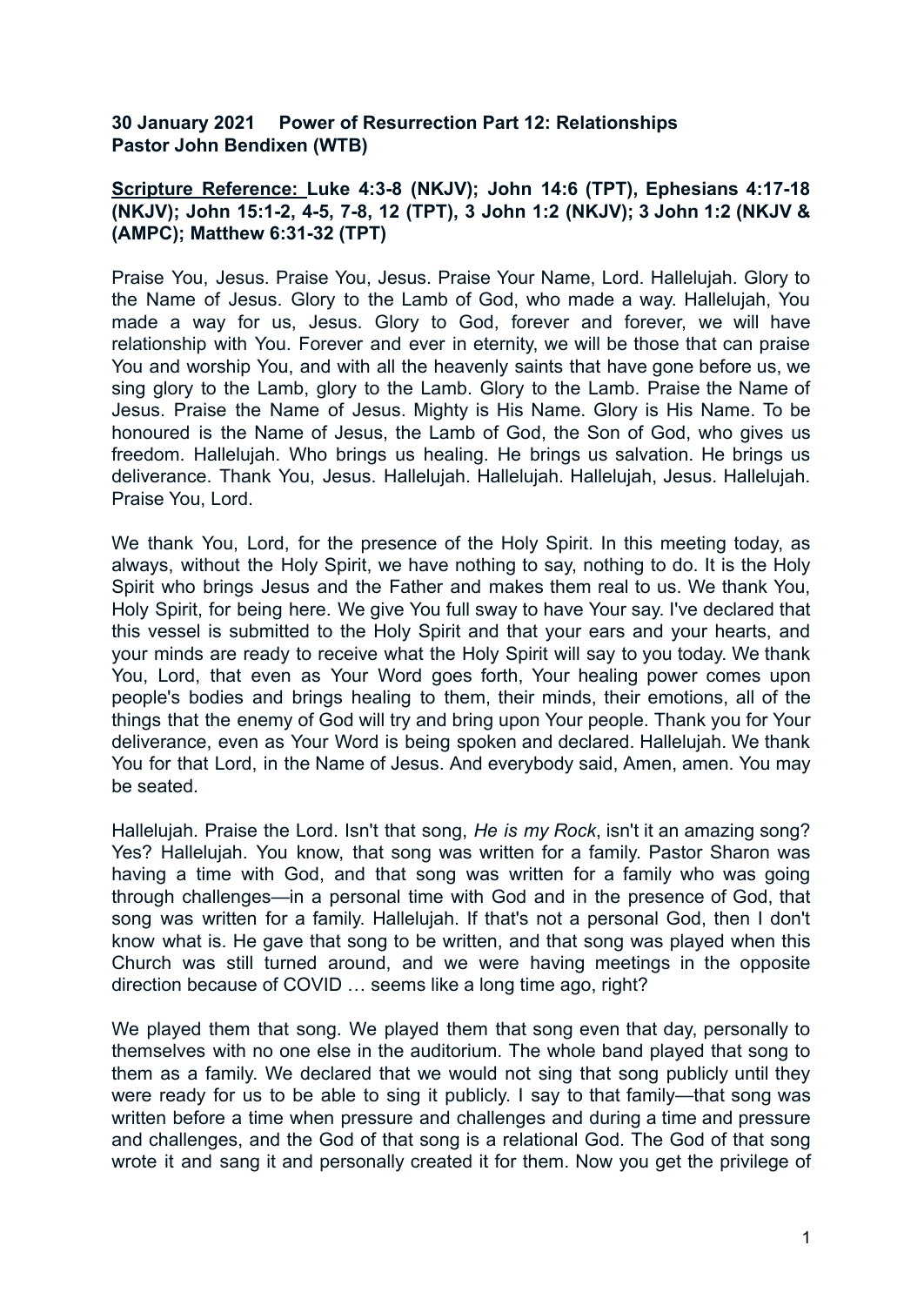**30 January 2021 Power of Resurrection Part 12: Relationships**
**Pastor John Bendixen (WTB)**

**Scripture Reference: Luke 4:3-8 (NKJV); John 14:6 (TPT), Ephesians 4:17-18 (NKJV); John 15:1-2, 4-5, 7-8, 12 (TPT), 3 John 1:2 (NKJV); 3 John 1:2 (NKJV & (AMPC); Matthew 6:31-32 (TPT)**

Praise You, Jesus. Praise You, Jesus. Praise Your Name, Lord. Hallelujah. Glory to the Name of Jesus. Glory to the Lamb of God, who made a way. Hallelujah, You made a way for us, Jesus. Glory to God, forever and forever, we will have relationship with You. Forever and ever in eternity, we will be those that can praise You and worship You, and with all the heavenly saints that have gone before us, we sing glory to the Lamb, glory to the Lamb. Glory to the Lamb. Praise the Name of Jesus. Praise the Name of Jesus. Mighty is His Name. Glory is His Name. To be honoured is the Name of Jesus, the Lamb of God, the Son of God, who gives us freedom. Hallelujah. Who brings us healing. He brings us salvation. He brings us deliverance. Thank You, Jesus. Hallelujah. Hallelujah. Hallelujah, Jesus. Hallelujah. Praise You, Lord.

We thank You, Lord, for the presence of the Holy Spirit. In this meeting today, as always, without the Holy Spirit, we have nothing to say, nothing to do. It is the Holy Spirit who brings Jesus and the Father and makes them real to us. We thank You, Holy Spirit, for being here. We give You full sway to have Your say. I've declared that this vessel is submitted to the Holy Spirit and that your ears and your hearts, and your minds are ready to receive what the Holy Spirit will say to you today. We thank You, Lord, that even as Your Word goes forth, Your healing power comes upon people's bodies and brings healing to them, their minds, their emotions, all of the things that the enemy of God will try and bring upon Your people. Thank you for Your deliverance, even as Your Word is being spoken and declared. Hallelujah. We thank You for that Lord, in the Name of Jesus. And everybody said, Amen, amen. You may be seated.

Hallelujah. Praise the Lord. Isn't that song, *He is my Rock*, isn't it an amazing song? Yes? Hallelujah. You know, that song was written for a family. Pastor Sharon was having a time with God, and that song was written for a family who was going through challenges—in a personal time with God and in the presence of God, that song was written for a family. Hallelujah. If that's not a personal God, then I don't know what is. He gave that song to be written, and that song was played when this Church was still turned around, and we were having meetings in the opposite direction because of COVID … seems like a long time ago, right?

We played them that song. We played them that song even that day, personally to themselves with no one else in the auditorium. The whole band played that song to them as a family. We declared that we would not sing that song publicly until they were ready for us to be able to sing it publicly. I say to that family—that song was written before a time when pressure and challenges and during a time and pressure and challenges, and the God of that song is a relational God. The God of that song wrote it and sang it and personally created it for them. Now you get the privilege of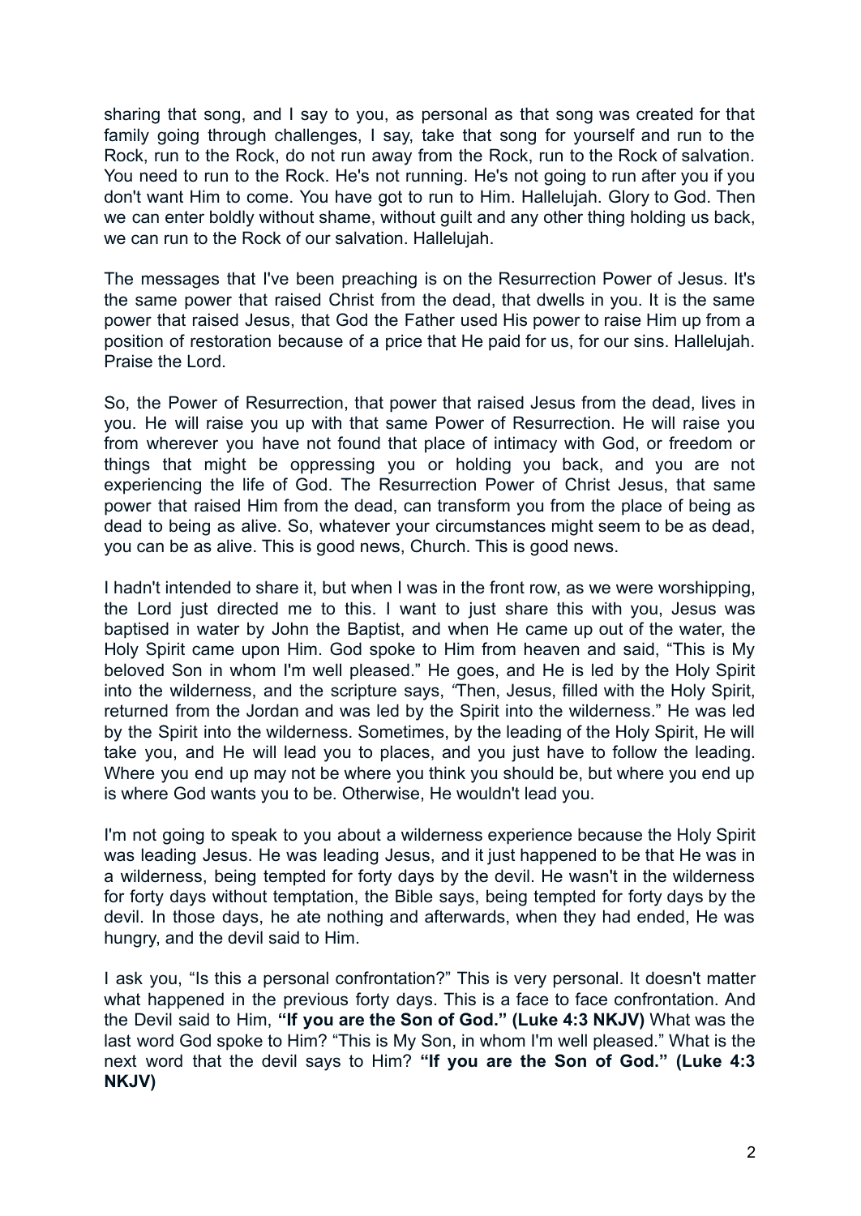sharing that song, and I say to you, as personal as that song was created for that family going through challenges, I say, take that song for yourself and run to the Rock, run to the Rock, do not run away from the Rock, run to the Rock of salvation. You need to run to the Rock. He's not running. He's not going to run after you if you don't want Him to come. You have got to run to Him. Hallelujah. Glory to God. Then we can enter boldly without shame, without guilt and any other thing holding us back, we can run to the Rock of our salvation. Hallelujah.

The messages that I've been preaching is on the Resurrection Power of Jesus. It's the same power that raised Christ from the dead, that dwells in you. It is the same power that raised Jesus, that God the Father used His power to raise Him up from a position of restoration because of a price that He paid for us, for our sins. Hallelujah. Praise the Lord.

So, the Power of Resurrection, that power that raised Jesus from the dead, lives in you. He will raise you up with that same Power of Resurrection. He will raise you from wherever you have not found that place of intimacy with God, or freedom or things that might be oppressing you or holding you back, and you are not experiencing the life of God. The Resurrection Power of Christ Jesus, that same power that raised Him from the dead, can transform you from the place of being as dead to being as alive. So, whatever your circumstances might seem to be as dead, you can be as alive. This is good news, Church. This is good news.

I hadn't intended to share it, but when I was in the front row, as we were worshipping, the Lord just directed me to this. I want to just share this with you, Jesus was baptised in water by John the Baptist, and when He came up out of the water, the Holy Spirit came upon Him. God spoke to Him from heaven and said, "This is My beloved Son in whom I'm well pleased." He goes, and He is led by the Holy Spirit into the wilderness, and the scripture says, *"*Then, Jesus, filled with the Holy Spirit, returned from the Jordan and was led by the Spirit into the wilderness." He was led by the Spirit into the wilderness. Sometimes, by the leading of the Holy Spirit, He will take you, and He will lead you to places, and you just have to follow the leading. Where you end up may not be where you think you should be, but where you end up is where God wants you to be. Otherwise, He wouldn't lead you.

I'm not going to speak to you about a wilderness experience because the Holy Spirit was leading Jesus. He was leading Jesus, and it just happened to be that He was in a wilderness, being tempted for forty days by the devil. He wasn't in the wilderness for forty days without temptation, the Bible says, being tempted for forty days by the devil. In those days, he ate nothing and afterwards, when they had ended, He was hungry, and the devil said to Him.

I ask you, "Is this a personal confrontation?" This is very personal. It doesn't matter what happened in the previous forty days. This is a face to face confrontation. And the Devil said to Him, **"If you are the Son of God." (Luke 4:3 NKJV)** What was the last word God spoke to Him? "This is My Son, in whom I'm well pleased." What is the next word that the devil says to Him? **"If you are the Son of God." (Luke 4:3 NKJV)**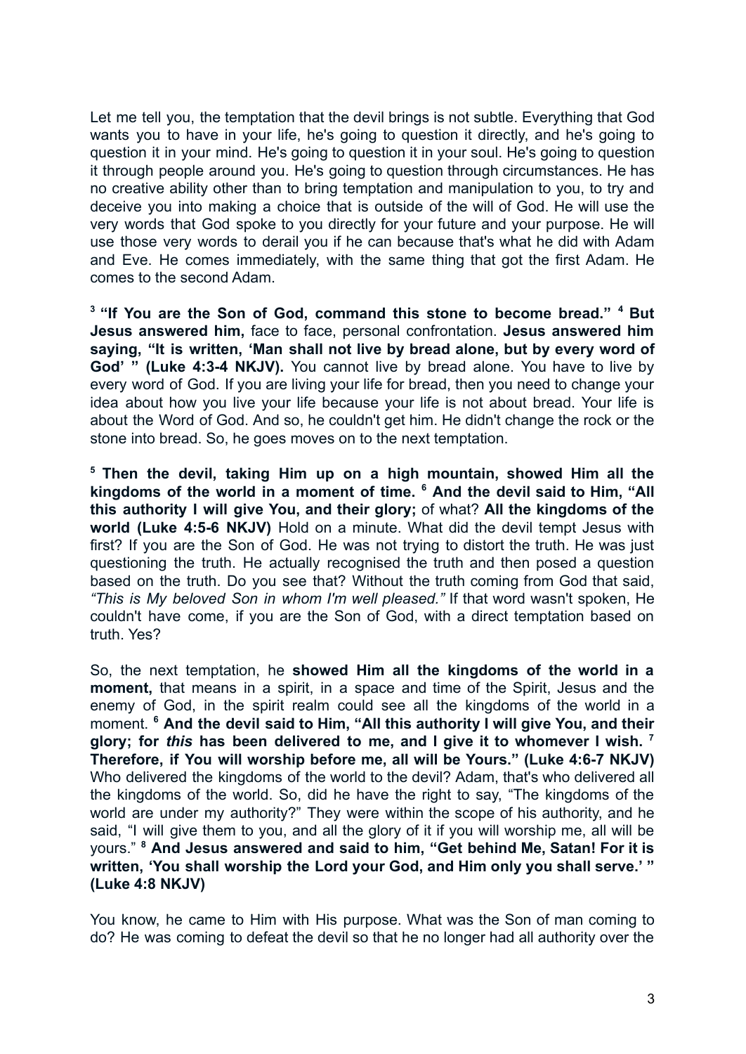Let me tell you, the temptation that the devil brings is not subtle. Everything that God wants you to have in your life, he's going to question it directly, and he's going to question it in your mind. He's going to question it in your soul. He's going to question it through people around you. He's going to question through circumstances. He has no creative ability other than to bring temptation and manipulation to you, to try and deceive you into making a choice that is outside of the will of God. He will use the very words that God spoke to you directly for your future and your purpose. He will use those very words to derail you if he can because that's what he did with Adam and Eve. He comes immediately, with the same thing that got the first Adam. He comes to the second Adam.

[3] **"If You are the Son of God, command this stone to become bread."** [4] **But Jesus answered him,** face to face, personal confrontation. **Jesus answered him saying, "It is written, 'Man shall not live by bread alone, but by every word of God' " (Luke 4:3-4 NKJV).** You cannot live by bread alone. You have to live by every word of God. If you are living your life for bread, then you need to change your idea about how you live your life because your life is not about bread. Your life is about the Word of God. And so, he couldn't get him. He didn't change the rock or the stone into bread. So, he goes moves on to the next temptation.

[5] **Then the devil, taking Him up on a high mountain, showed Him all the kingdoms of the world in a moment of time.** [6] **And the devil said to Him, "All this authority I will give You, and their glory;** of what? **All the kingdoms of the world (Luke 4:5-6 NKJV)** Hold on a minute. What did the devil tempt Jesus with first? If you are the Son of God. He was not trying to distort the truth. He was just questioning the truth. He actually recognised the truth and then posed a question based on the truth. Do you see that? Without the truth coming from God that said, *"This is My beloved Son in whom I'm well pleased."* If that word wasn't spoken, He couldn't have come, if you are the Son of God, with a direct temptation based on truth. Yes?

So, the next temptation, he **showed Him all the kingdoms of the world in a moment,** that means in a spirit, in a space and time of the Spirit, Jesus and the enemy of God, in the spirit realm could see all the kingdoms of the world in a moment. [6] **And the devil said to Him, "All this authority I will give You, and their glory; for *this* has been delivered to me, and I give it to whomever I wish.** [7] **Therefore, if You will worship before me, all will be Yours." (Luke 4:6-7 NKJV)** Who delivered the kingdoms of the world to the devil? Adam, that's who delivered all the kingdoms of the world. So, did he have the right to say, "The kingdoms of the world are under my authority?" They were within the scope of his authority, and he said, "I will give them to you, and all the glory of it if you will worship me, all will be yours." [8] **And Jesus answered and said to him, "Get behind Me, Satan! For it is written, 'You shall worship the Lord your God, and Him only you shall serve.' " (Luke 4:8 NKJV)**

You know, he came to Him with His purpose. What was the Son of man coming to do? He was coming to defeat the devil so that he no longer had all authority over the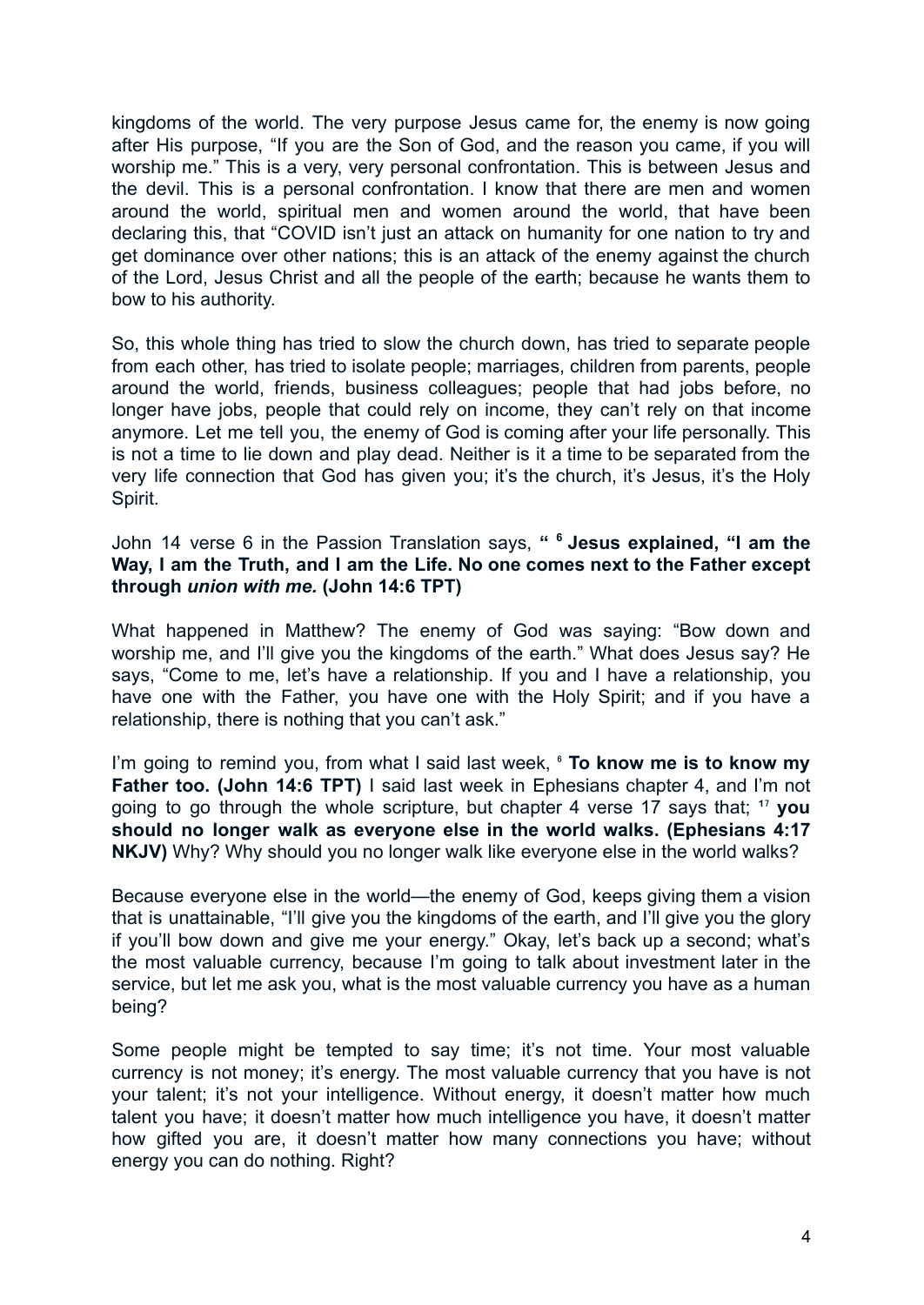kingdoms of the world. The very purpose Jesus came for, the enemy is now going after His purpose, "If you are the Son of God, and the reason you came, if you will worship me." This is a very, very personal confrontation. This is between Jesus and the devil. This is a personal confrontation. I know that there are men and women around the world, spiritual men and women around the world, that have been declaring this, that "COVID isn't just an attack on humanity for one nation to try and get dominance over other nations; this is an attack of the enemy against the church of the Lord, Jesus Christ and all the people of the earth; because he wants them to bow to his authority.

So, this whole thing has tried to slow the church down, has tried to separate people from each other, has tried to isolate people; marriages, children from parents, people around the world, friends, business colleagues; people that had jobs before, no longer have jobs, people that could rely on income, they can't rely on that income anymore. Let me tell you, the enemy of God is coming after your life personally. This is not a time to lie down and play dead. Neither is it a time to be separated from the very life connection that God has given you; it's the church, it's Jesus, it's the Holy Spirit.

John 14 verse 6 in the Passion Translation says, **" [6] Jesus explained, "I am the Way, I am the Truth, and I am the Life. No one comes next to the Father except through *union with me.* (John 14:6 TPT)**

What happened in Matthew? The enemy of God was saying: "Bow down and worship me, and I'll give you the kingdoms of the earth." What does Jesus say? He says, "Come to me, let's have a relationship. If you and I have a relationship, you have one with the Father, you have one with the Holy Spirit; and if you have a relationship, there is nothing that you can't ask."

I'm going to remind you, from what I said last week, [6] **To know me is to know my Father too. (John 14:6 TPT)** I said last week in Ephesians chapter 4, and I'm not going to go through the whole scripture, but chapter 4 verse 17 says that; [17] **you should no longer walk as everyone else in the world walks. (Ephesians 4:17 NKJV)** Why? Why should you no longer walk like everyone else in the world walks?

Because everyone else in the world—the enemy of God, keeps giving them a vision that is unattainable, "I'll give you the kingdoms of the earth, and I'll give you the glory if you'll bow down and give me your energy." Okay, let's back up a second; what's the most valuable currency, because I'm going to talk about investment later in the service, but let me ask you, what is the most valuable currency you have as a human being?

Some people might be tempted to say time; it's not time. Your most valuable currency is not money; it's energy. The most valuable currency that you have is not your talent; it's not your intelligence. Without energy, it doesn't matter how much talent you have; it doesn't matter how much intelligence you have, it doesn't matter how gifted you are, it doesn't matter how many connections you have; without energy you can do nothing. Right?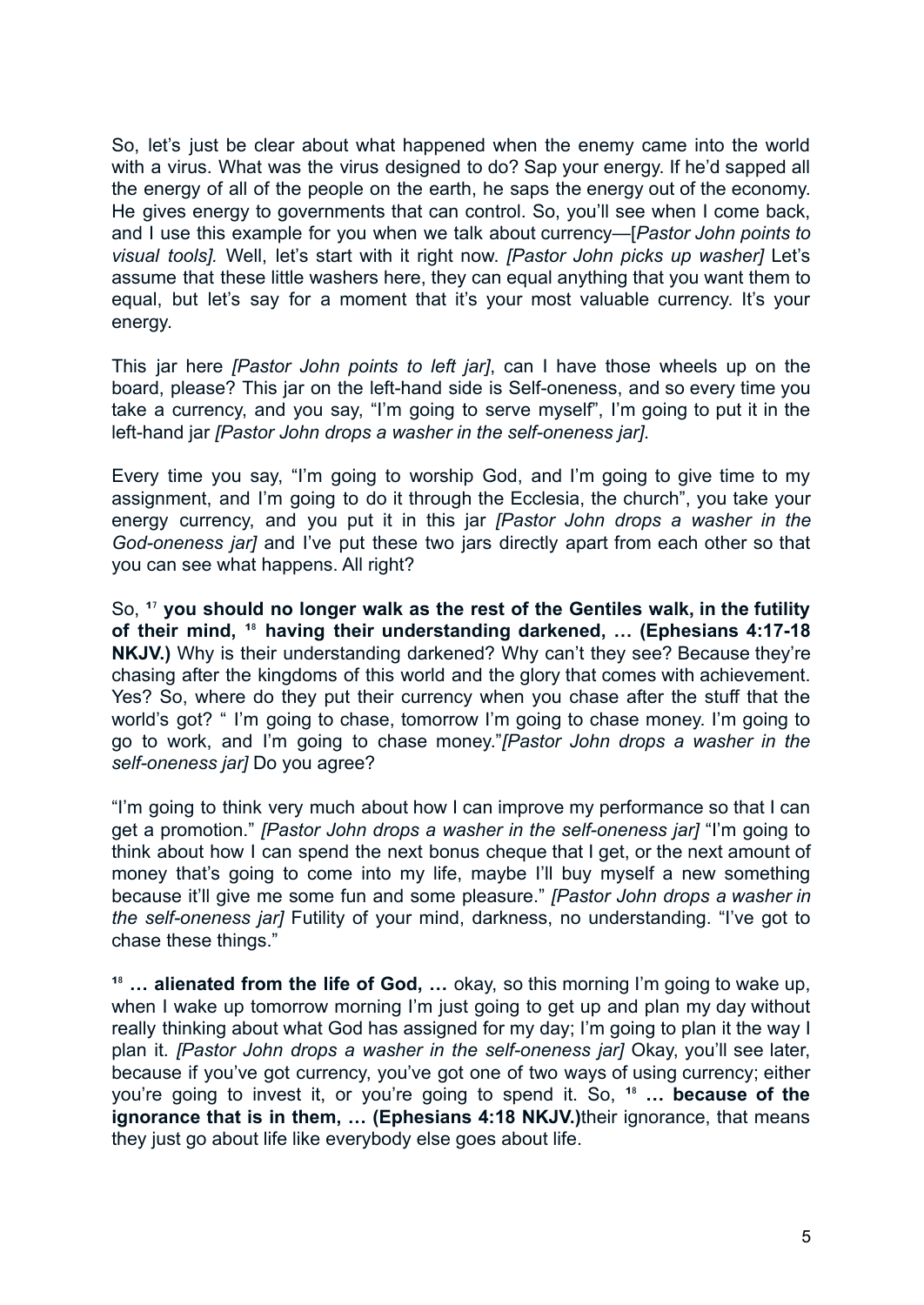So, let's just be clear about what happened when the enemy came into the world with a virus. What was the virus designed to do? Sap your energy. If he'd sapped all the energy of all of the people on the earth, he saps the energy out of the economy. He gives energy to governments that can control. So, you'll see when I come back, and I use this example for you when we talk about currency—[*Pastor John points to visual tools].* Well, let's start with it right now. *[Pastor John picks up washer]* Let's assume that these little washers here, they can equal anything that you want them to equal, but let's say for a moment that it's your most valuable currency. It's your energy.

This jar here *[Pastor John points to left jar]*, can I have those wheels up on the board, please? This jar on the left-hand side is Self-oneness, and so every time you take a currency, and you say, "I'm going to serve myself", I'm going to put it in the left-hand jar *[Pastor John drops a washer in the self-oneness jar]*.

Every time you say, "I'm going to worship God, and I'm going to give time to my assignment, and I'm going to do it through the Ecclesia, the church", you take your energy currency, and you put it in this jar *[Pastor John drops a washer in the God-oneness jar]* and I've put these two jars directly apart from each other so that you can see what happens. All right?

So, [17] **you should no longer walk as the rest of the Gentiles walk, in the futility of their mind,** [18] **having their understanding darkened, … (Ephesians 4:17-18 NKJV.)** Why is their understanding darkened? Why can't they see? Because they're chasing after the kingdoms of this world and the glory that comes with achievement. Yes? So, where do they put their currency when you chase after the stuff that the world's got? " I'm going to chase, tomorrow I'm going to chase money. I'm going to go to work, and I'm going to chase money."*[Pastor John drops a washer in the self-oneness jar]* Do you agree?

"I'm going to think very much about how I can improve my performance so that I can get a promotion." *[Pastor John drops a washer in the self-oneness jar]* "I'm going to think about how I can spend the next bonus cheque that I get, or the next amount of money that's going to come into my life, maybe I'll buy myself a new something because it'll give me some fun and some pleasure." *[Pastor John drops a washer in the self-oneness jar]* Futility of your mind, darkness, no understanding. "I've got to chase these things."

[18] **… alienated from the life of God, …** okay, so this morning I'm going to wake up, when I wake up tomorrow morning I'm just going to get up and plan my day without really thinking about what God has assigned for my day; I'm going to plan it the way I plan it. *[Pastor John drops a washer in the self-oneness jar]* Okay, you'll see later, because if you've got currency, you've got one of two ways of using currency; either you're going to invest it, or you're going to spend it. So, [18] **… because of the ignorance that is in them, … (Ephesians 4:18 NKJV.)**their ignorance, that means they just go about life like everybody else goes about life.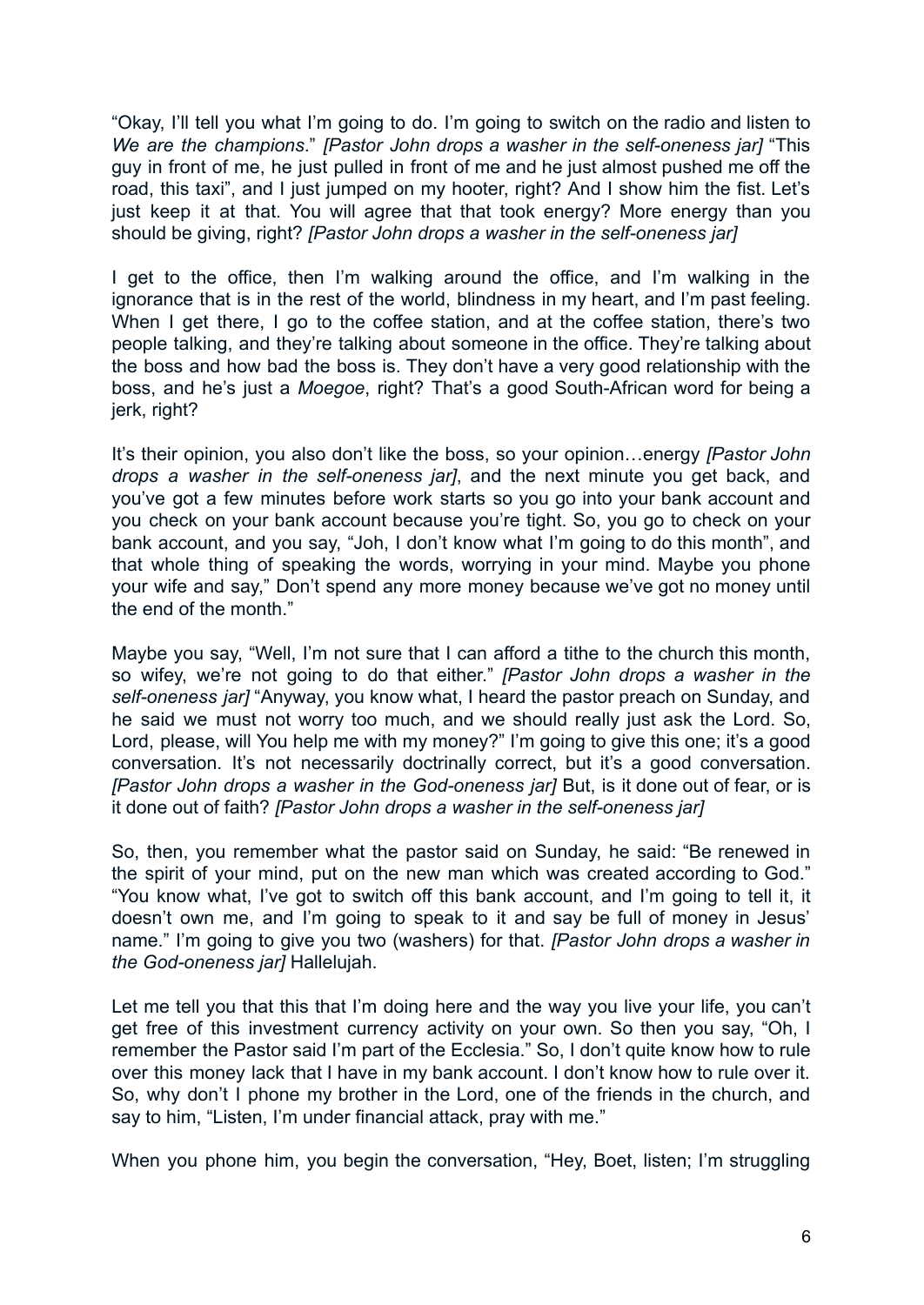"Okay, I'll tell you what I'm going to do. I'm going to switch on the radio and listen to *We are the champions*." *[Pastor John drops a washer in the self-oneness jar]* "This guy in front of me, he just pulled in front of me and he just almost pushed me off the road, this taxi", and I just jumped on my hooter, right? And I show him the fist. Let's just keep it at that. You will agree that that took energy? More energy than you should be giving, right? *[Pastor John drops a washer in the self-oneness jar]*

I get to the office, then I'm walking around the office, and I'm walking in the ignorance that is in the rest of the world, blindness in my heart, and I'm past feeling. When I get there, I go to the coffee station, and at the coffee station, there's two people talking, and they're talking about someone in the office. They're talking about the boss and how bad the boss is. They don't have a very good relationship with the boss, and he's just a *Moegoe*, right? That's a good South-African word for being a jerk, right?

It's their opinion, you also don't like the boss, so your opinion…energy *[Pastor John drops a washer in the self-oneness jar]*, and the next minute you get back, and you've got a few minutes before work starts so you go into your bank account and you check on your bank account because you're tight. So, you go to check on your bank account, and you say, "Joh, I don't know what I'm going to do this month", and that whole thing of speaking the words, worrying in your mind. Maybe you phone your wife and say," Don't spend any more money because we've got no money until the end of the month."

Maybe you say, "Well, I'm not sure that I can afford a tithe to the church this month, so wifey, we're not going to do that either." *[Pastor John drops a washer in the self-oneness jar]* "Anyway, you know what, I heard the pastor preach on Sunday, and he said we must not worry too much, and we should really just ask the Lord. So, Lord, please, will You help me with my money?" I'm going to give this one; it's a good conversation. It's not necessarily doctrinally correct, but it's a good conversation. *[Pastor John drops a washer in the God-oneness jar]* But, is it done out of fear, or is it done out of faith? *[Pastor John drops a washer in the self-oneness jar]*

So, then, you remember what the pastor said on Sunday, he said: "Be renewed in the spirit of your mind, put on the new man which was created according to God." "You know what, I've got to switch off this bank account, and I'm going to tell it, it doesn't own me, and I'm going to speak to it and say be full of money in Jesus' name." I'm going to give you two (washers) for that. *[Pastor John drops a washer in the God-oneness jar]* Hallelujah.

Let me tell you that this that I'm doing here and the way you live your life, you can't get free of this investment currency activity on your own. So then you say, "Oh, I remember the Pastor said I'm part of the Ecclesia." So, I don't quite know how to rule over this money lack that I have in my bank account. I don't know how to rule over it. So, why don't I phone my brother in the Lord, one of the friends in the church, and say to him, "Listen, I'm under financial attack, pray with me."

When you phone him, you begin the conversation, "Hey, Boet, listen; I'm struggling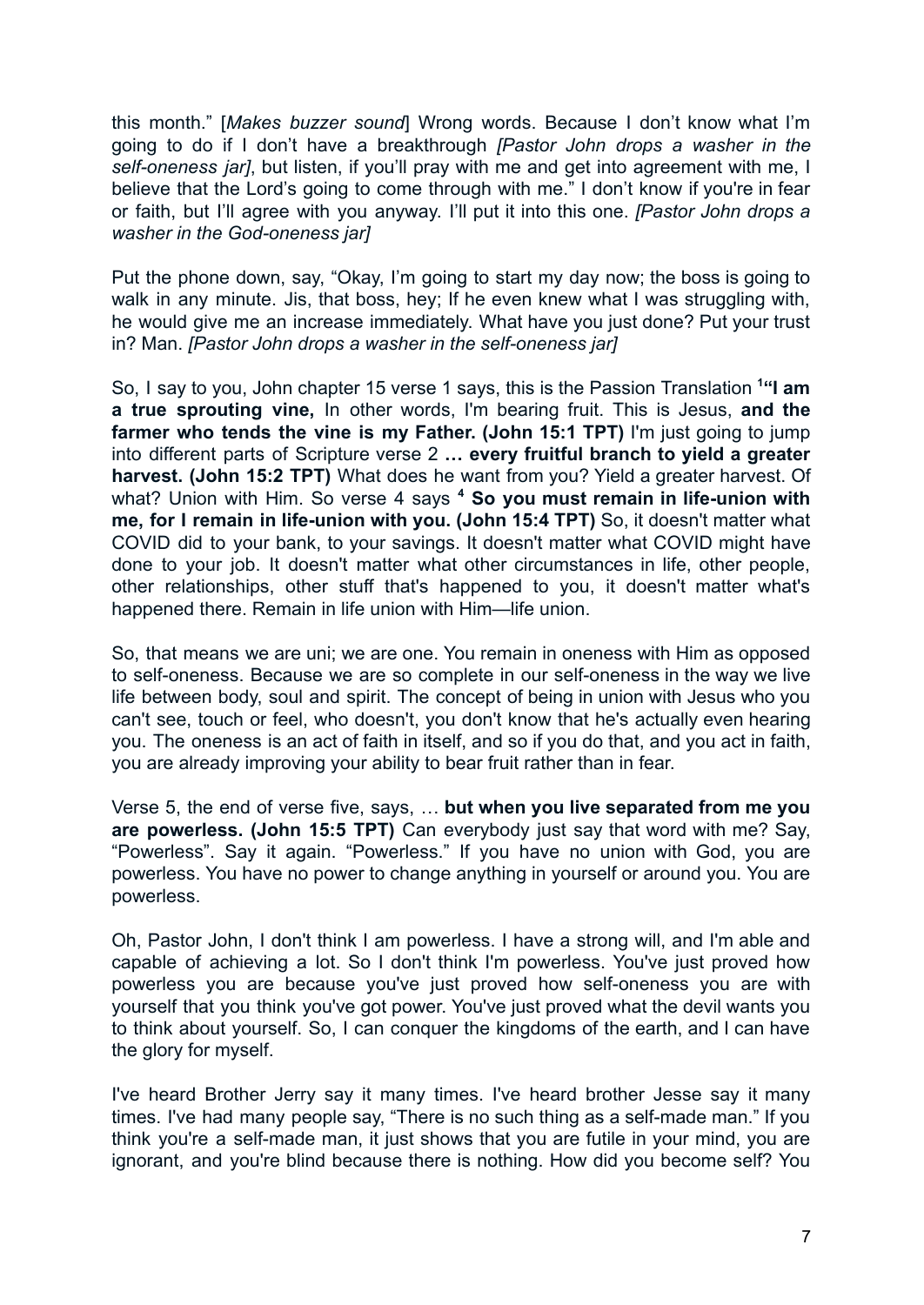this month." [*Makes buzzer sound*] Wrong words. Because I don't know what I'm going to do if I don't have a breakthrough *[Pastor John drops a washer in the self-oneness jar]*, but listen, if you'll pray with me and get into agreement with me, I believe that the Lord's going to come through with me." I don't know if you're in fear or faith, but I'll agree with you anyway. I'll put it into this one. *[Pastor John drops a washer in the God-oneness jar]*

Put the phone down, say, "Okay, I'm going to start my day now; the boss is going to walk in any minute. Jis, that boss, hey; If he even knew what I was struggling with, he would give me an increase immediately. What have you just done? Put your trust in? Man. *[Pastor John drops a washer in the self-oneness jar]*

So, I say to you, John chapter 15 verse 1 says, this is the Passion Translation [1]**"I am a true sprouting vine,** In other words, I'm bearing fruit. This is Jesus, **and the farmer who tends the vine is my Father. (John 15:1 TPT)** I'm just going to jump into different parts of Scripture verse 2 **… every fruitful branch to yield a greater harvest. (John 15:2 TPT)** What does he want from you? Yield a greater harvest. Of what? Union with Him. So verse 4 says [4] **So you must remain in life-union with me, for I remain in life-union with you. (John 15:4 TPT)** So, it doesn't matter what COVID did to your bank, to your savings. It doesn't matter what COVID might have done to your job. It doesn't matter what other circumstances in life, other people, other relationships, other stuff that's happened to you, it doesn't matter what's happened there. Remain in life union with Him—life union.

So, that means we are uni; we are one. You remain in oneness with Him as opposed to self-oneness. Because we are so complete in our self-oneness in the way we live life between body, soul and spirit. The concept of being in union with Jesus who you can't see, touch or feel, who doesn't, you don't know that he's actually even hearing you. The oneness is an act of faith in itself, and so if you do that, and you act in faith, you are already improving your ability to bear fruit rather than in fear.

Verse 5, the end of verse five, says, … **but when you live separated from me you are powerless. (John 15:5 TPT)** Can everybody just say that word with me? Say, "Powerless". Say it again. "Powerless." If you have no union with God, you are powerless. You have no power to change anything in yourself or around you. You are powerless.

Oh, Pastor John, I don't think I am powerless. I have a strong will, and I'm able and capable of achieving a lot. So I don't think I'm powerless. You've just proved how powerless you are because you've just proved how self-oneness you are with yourself that you think you've got power. You've just proved what the devil wants you to think about yourself. So, I can conquer the kingdoms of the earth, and I can have the glory for myself.

I've heard Brother Jerry say it many times. I've heard brother Jesse say it many times. I've had many people say, "There is no such thing as a self-made man." If you think you're a self-made man, it just shows that you are futile in your mind, you are ignorant, and you're blind because there is nothing. How did you become self? You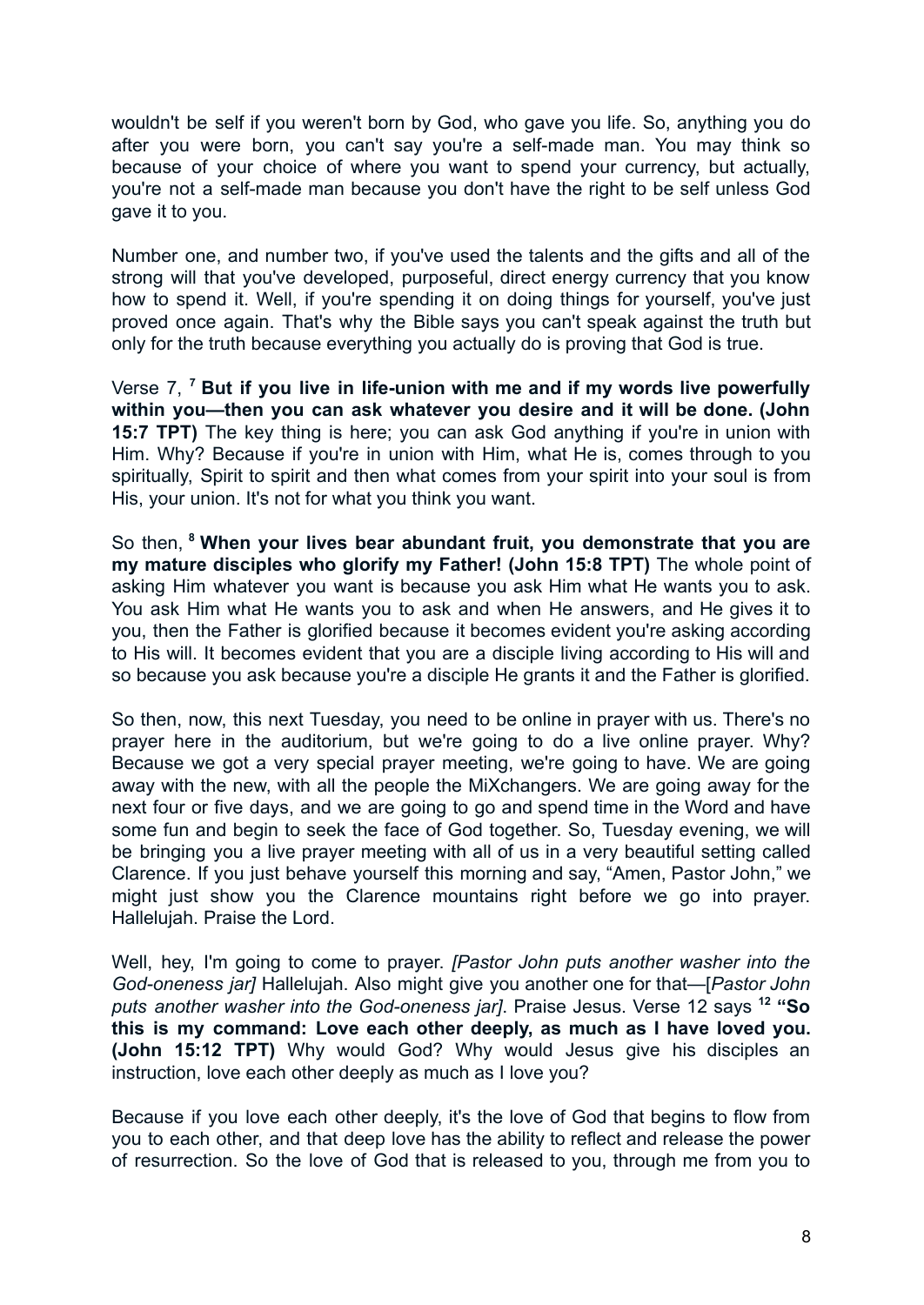wouldn't be self if you weren't born by God, who gave you life. So, anything you do after you were born, you can't say you're a self-made man. You may think so because of your choice of where you want to spend your currency, but actually, you're not a self-made man because you don't have the right to be self unless God gave it to you.

Number one, and number two, if you've used the talents and the gifts and all of the strong will that you've developed, purposeful, direct energy currency that you know how to spend it. Well, if you're spending it on doing things for yourself, you've just proved once again. That's why the Bible says you can't speak against the truth but only for the truth because everything you actually do is proving that God is true.

Verse 7, [7] **But if you live in life-union with me and if my words live powerfully within you—then you can ask whatever you desire and it will be done. (John 15:7 TPT)** The key thing is here; you can ask God anything if you're in union with Him. Why? Because if you're in union with Him, what He is, comes through to you spiritually, Spirit to spirit and then what comes from your spirit into your soul is from His, your union. It's not for what you think you want.

So then, [8] **When your lives bear abundant fruit, you demonstrate that you are my mature disciples who glorify my Father! (John 15:8 TPT)** The whole point of asking Him whatever you want is because you ask Him what He wants you to ask. You ask Him what He wants you to ask and when He answers, and He gives it to you, then the Father is glorified because it becomes evident you're asking according to His will. It becomes evident that you are a disciple living according to His will and so because you ask because you're a disciple He grants it and the Father is glorified.

So then, now, this next Tuesday, you need to be online in prayer with us. There's no prayer here in the auditorium, but we're going to do a live online prayer. Why? Because we got a very special prayer meeting, we're going to have. We are going away with the new, with all the people the MiXchangers. We are going away for the next four or five days, and we are going to go and spend time in the Word and have some fun and begin to seek the face of God together. So, Tuesday evening, we will be bringing you a live prayer meeting with all of us in a very beautiful setting called Clarence. If you just behave yourself this morning and say, "Amen, Pastor John," we might just show you the Clarence mountains right before we go into prayer. Hallelujah. Praise the Lord.

Well, hey, I'm going to come to prayer. *[Pastor John puts another washer into the God-oneness jar]* Hallelujah. Also might give you another one for that—[*Pastor John puts another washer into the God-oneness jar]*. Praise Jesus. Verse 12 says [12] **"So this is my command: Love each other deeply, as much as I have loved you. (John 15:12 TPT)** Why would God? Why would Jesus give his disciples an instruction, love each other deeply as much as I love you?

Because if you love each other deeply, it's the love of God that begins to flow from you to each other, and that deep love has the ability to reflect and release the power of resurrection. So the love of God that is released to you, through me from you to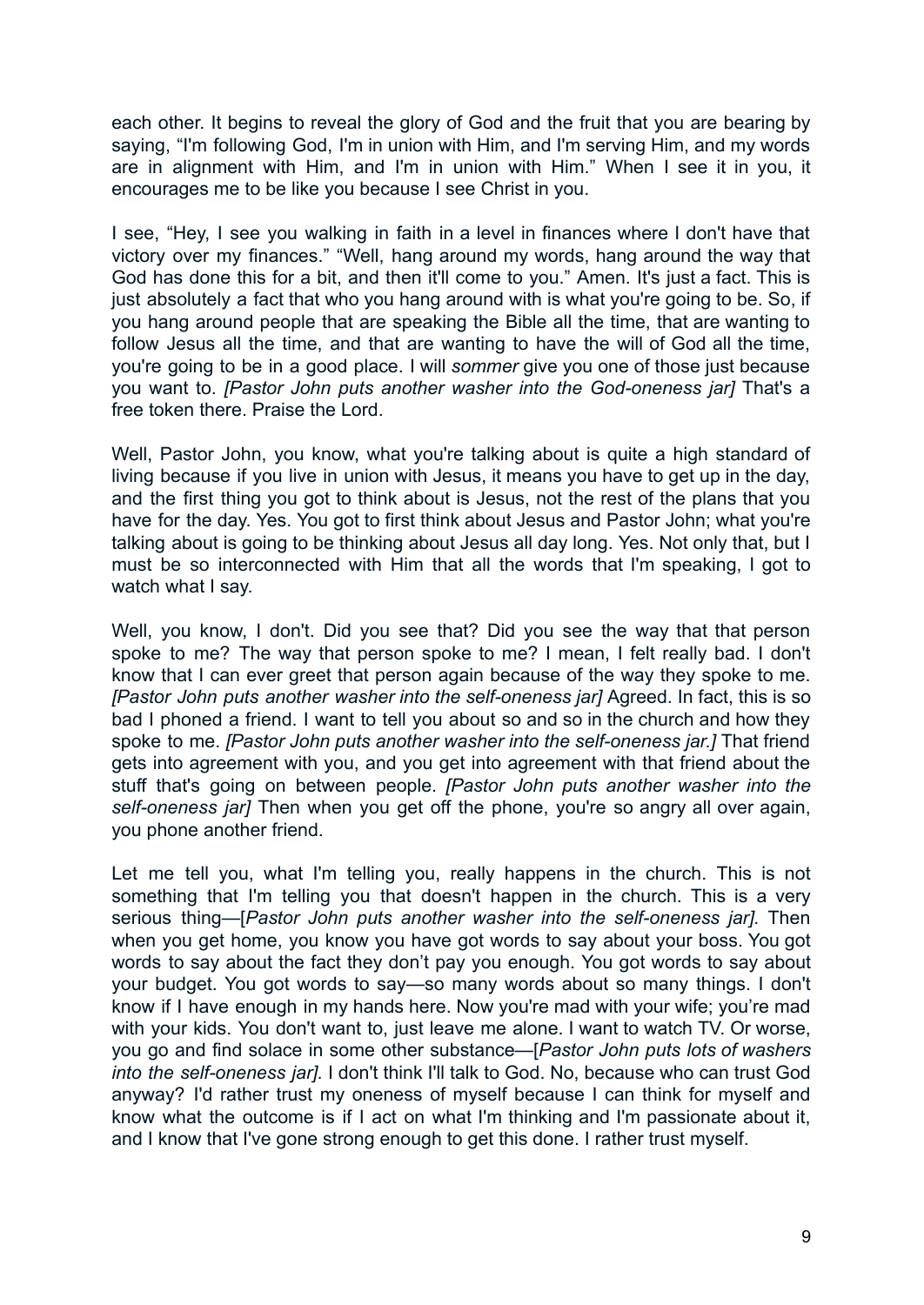each other. It begins to reveal the glory of God and the fruit that you are bearing by saying, "I'm following God, I'm in union with Him, and I'm serving Him, and my words are in alignment with Him, and I'm in union with Him." When I see it in you, it encourages me to be like you because I see Christ in you.

I see, "Hey, I see you walking in faith in a level in finances where I don't have that victory over my finances." "Well, hang around my words, hang around the way that God has done this for a bit, and then it'll come to you." Amen. It's just a fact. This is just absolutely a fact that who you hang around with is what you're going to be. So, if you hang around people that are speaking the Bible all the time, that are wanting to follow Jesus all the time, and that are wanting to have the will of God all the time, you're going to be in a good place. I will *sommer* give you one of those just because you want to. *[Pastor John puts another washer into the God-oneness jar]* That's a free token there. Praise the Lord.

Well, Pastor John, you know, what you're talking about is quite a high standard of living because if you live in union with Jesus, it means you have to get up in the day, and the first thing you got to think about is Jesus, not the rest of the plans that you have for the day. Yes. You got to first think about Jesus and Pastor John; what you're talking about is going to be thinking about Jesus all day long. Yes. Not only that, but I must be so interconnected with Him that all the words that I'm speaking, I got to watch what I say.

Well, you know, I don't. Did you see that? Did you see the way that that person spoke to me? The way that person spoke to me? I mean, I felt really bad. I don't know that I can ever greet that person again because of the way they spoke to me. *[Pastor John puts another washer into the self-oneness jar]* Agreed. In fact, this is so bad I phoned a friend. I want to tell you about so and so in the church and how they spoke to me. *[Pastor John puts another washer into the self-oneness jar.]* That friend gets into agreement with you, and you get into agreement with that friend about the stuff that's going on between people. *[Pastor John puts another washer into the self-oneness jar]* Then when you get off the phone, you're so angry all over again, you phone another friend.

Let me tell you, what I'm telling you, really happens in the church. This is not something that I'm telling you that doesn't happen in the church. This is a very serious thing—[*Pastor John puts another washer into the self-oneness jar].* Then when you get home, you know you have got words to say about your boss. You got words to say about the fact they don't pay you enough. You got words to say about your budget. You got words to say—so many words about so many things. I don't know if I have enough in my hands here. Now you're mad with your wife; you're mad with your kids. You don't want to, just leave me alone. I want to watch TV. Or worse, you go and find solace in some other substance—[*Pastor John puts lots of washers into the self-oneness jar].* I don't think I'll talk to God. No, because who can trust God anyway? I'd rather trust my oneness of myself because I can think for myself and know what the outcome is if I act on what I'm thinking and I'm passionate about it, and I know that I've gone strong enough to get this done. I rather trust myself.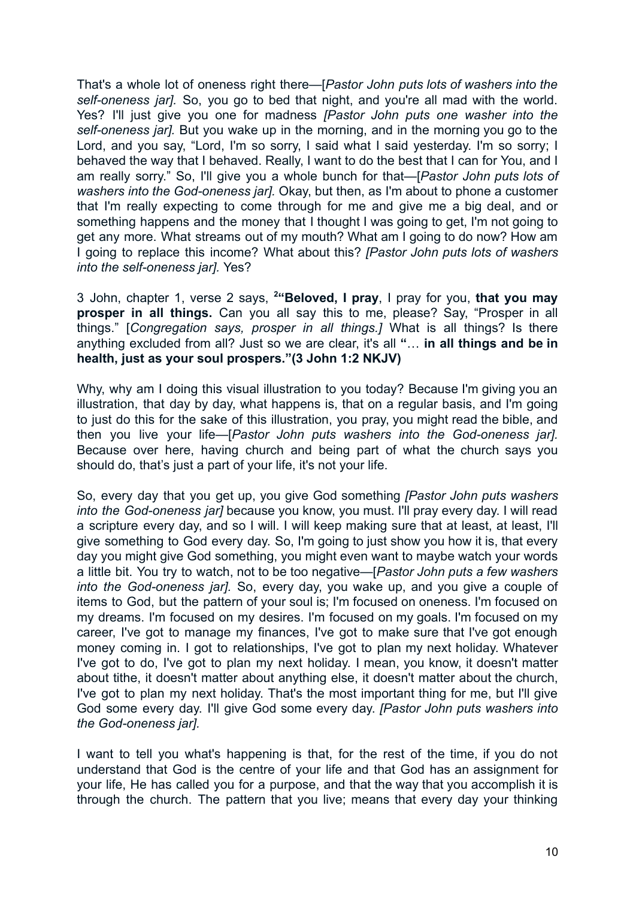That's a whole lot of oneness right there—[*Pastor John puts lots of washers into the self-oneness jar*]. So, you go to bed that night, and you're all mad with the world. Yes? I'll just give you one for madness *[Pastor John puts one washer into the self-oneness jar]*. But you wake up in the morning, and in the morning you go to the Lord, and you say, "Lord, I'm so sorry, I said what I said yesterday. I'm so sorry; I behaved the way that I behaved. Really, I want to do the best that I can for You, and I am really sorry." So, I'll give you a whole bunch for that—[*Pastor John puts lots of washers into the God-oneness jar*]. Okay, but then, as I'm about to phone a customer that I'm really expecting to come through for me and give me a big deal, and or something happens and the money that I thought I was going to get, I'm not going to get any more. What streams out of my mouth? What am I going to do now? How am I going to replace this income? What about this? *[Pastor John puts lots of washers into the self-oneness jar]*. Yes?

3 John, chapter 1, verse 2 says, **[2]"Beloved, I pray**, I pray for you, **that you may prosper in all things.** Can you all say this to me, please? Say, "Prosper in all things." [*Congregation says, prosper in all things.]* What is all things? Is there anything excluded from all? Just so we are clear, it's all **"**… **in all things and be in health, just as your soul prospers."(3 John 1:2 NKJV)**

Why, why am I doing this visual illustration to you today? Because I'm giving you an illustration, that day by day, what happens is, that on a regular basis, and I'm going to just do this for the sake of this illustration, you pray, you might read the bible, and then you live your life—[*Pastor John puts washers into the God-oneness jar].* Because over here, having church and being part of what the church says you should do, that's just a part of your life, it's not your life.

So, every day that you get up, you give God something *[Pastor John puts washers into the God-oneness jar]* because you know, you must. I'll pray every day. I will read a scripture every day, and so I will. I will keep making sure that at least, at least, I'll give something to God every day. So, I'm going to just show you how it is, that every day you might give God something, you might even want to maybe watch your words a little bit. You try to watch, not to be too negative—[*Pastor John puts a few washers into the God-oneness jar].* So, every day, you wake up, and you give a couple of items to God, but the pattern of your soul is; I'm focused on oneness. I'm focused on my dreams. I'm focused on my desires. I'm focused on my goals. I'm focused on my career, I've got to manage my finances, I've got to make sure that I've got enough money coming in. I got to relationships, I've got to plan my next holiday. Whatever I've got to do, I've got to plan my next holiday. I mean, you know, it doesn't matter about tithe, it doesn't matter about anything else, it doesn't matter about the church, I've got to plan my next holiday. That's the most important thing for me, but I'll give God some every day. I'll give God some every day. *[Pastor John puts washers into the God-oneness jar].*

I want to tell you what's happening is that, for the rest of the time, if you do not understand that God is the centre of your life and that God has an assignment for your life, He has called you for a purpose, and that the way that you accomplish it is through the church. The pattern that you live; means that every day your thinking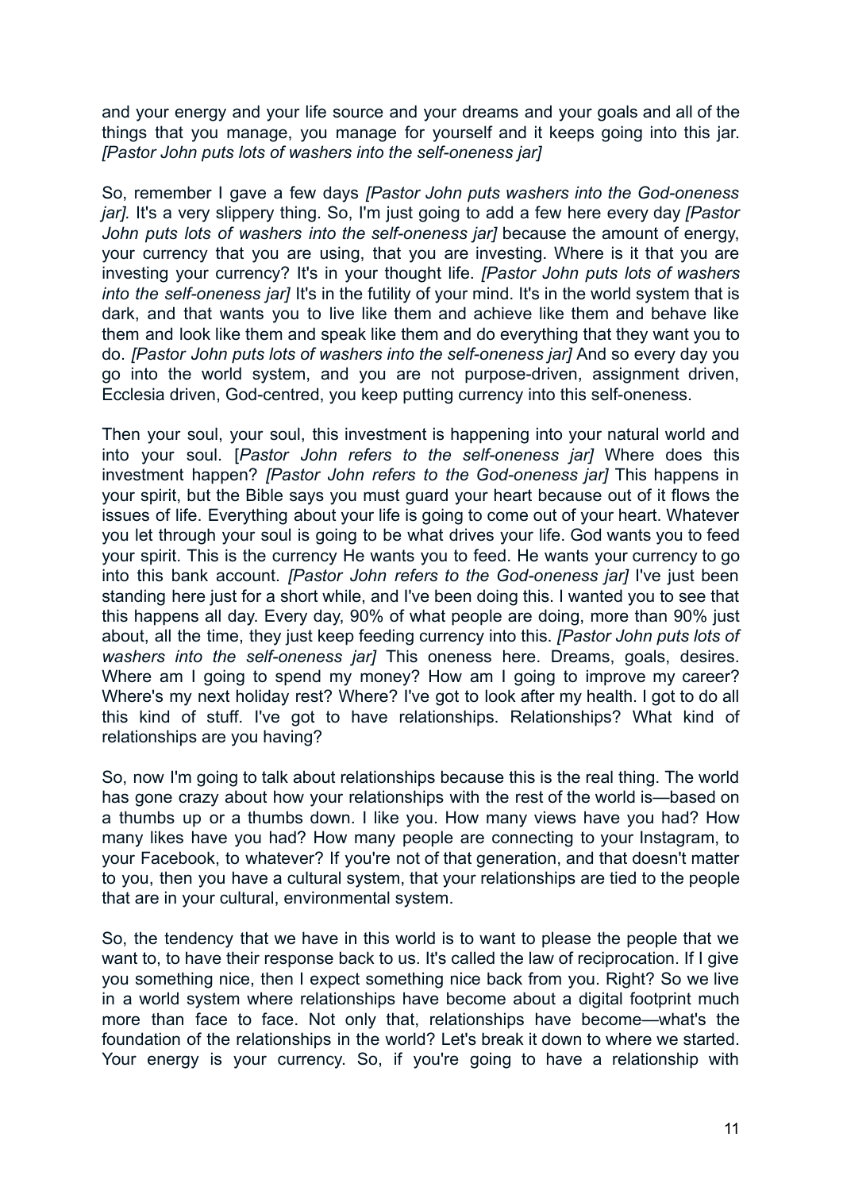and your energy and your life source and your dreams and your goals and all of the things that you manage, you manage for yourself and it keeps going into this jar. *[Pastor John puts lots of washers into the self-oneness jar]*

So, remember I gave a few days *[Pastor John puts washers into the God-oneness jar]*. It's a very slippery thing. So, I'm just going to add a few here every day *[Pastor John puts lots of washers into the self-oneness jar]* because the amount of energy, your currency that you are using, that you are investing. Where is it that you are investing your currency? It's in your thought life. *[Pastor John puts lots of washers into the self-oneness jar]* It's in the futility of your mind. It's in the world system that is dark, and that wants you to live like them and achieve like them and behave like them and look like them and speak like them and do everything that they want you to do. *[Pastor John puts lots of washers into the self-oneness jar]* And so every day you go into the world system, and you are not purpose-driven, assignment driven, Ecclesia driven, God-centred, you keep putting currency into this self-oneness.

Then your soul, your soul, this investment is happening into your natural world and into your soul. [*Pastor John refers to the self-oneness jar]* Where does this investment happen? *[Pastor John refers to the God-oneness jar]* This happens in your spirit, but the Bible says you must guard your heart because out of it flows the issues of life. Everything about your life is going to come out of your heart. Whatever you let through your soul is going to be what drives your life. God wants you to feed your spirit. This is the currency He wants you to feed. He wants your currency to go into this bank account. *[Pastor John refers to the God-oneness jar]* I've just been standing here just for a short while, and I've been doing this. I wanted you to see that this happens all day. Every day, 90% of what people are doing, more than 90% just about, all the time, they just keep feeding currency into this. *[Pastor John puts lots of washers into the self-oneness jar]* This oneness here. Dreams, goals, desires. Where am I going to spend my money? How am I going to improve my career? Where's my next holiday rest? Where? I've got to look after my health. I got to do all this kind of stuff. I've got to have relationships. Relationships? What kind of relationships are you having?

So, now I'm going to talk about relationships because this is the real thing. The world has gone crazy about how your relationships with the rest of the world is—based on a thumbs up or a thumbs down. I like you. How many views have you had? How many likes have you had? How many people are connecting to your Instagram, to your Facebook, to whatever? If you're not of that generation, and that doesn't matter to you, then you have a cultural system, that your relationships are tied to the people that are in your cultural, environmental system.

So, the tendency that we have in this world is to want to please the people that we want to, to have their response back to us. It's called the law of reciprocation. If I give you something nice, then I expect something nice back from you. Right? So we live in a world system where relationships have become about a digital footprint much more than face to face. Not only that, relationships have become—what's the foundation of the relationships in the world? Let's break it down to where we started. Your energy is your currency. So, if you're going to have a relationship with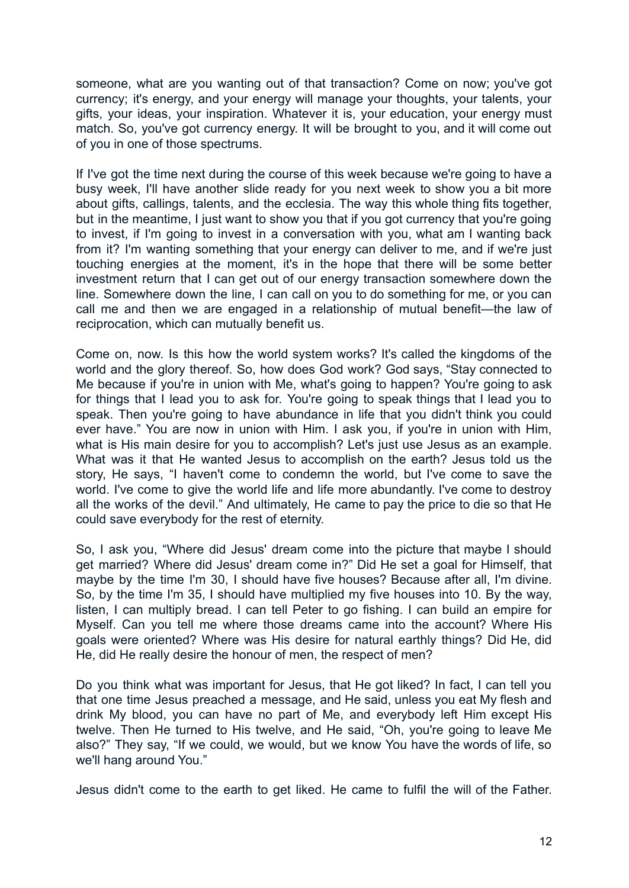someone, what are you wanting out of that transaction? Come on now; you've got currency; it's energy, and your energy will manage your thoughts, your talents, your gifts, your ideas, your inspiration. Whatever it is, your education, your energy must match. So, you've got currency energy. It will be brought to you, and it will come out of you in one of those spectrums.

If I've got the time next during the course of this week because we're going to have a busy week, I'll have another slide ready for you next week to show you a bit more about gifts, callings, talents, and the ecclesia. The way this whole thing fits together, but in the meantime, I just want to show you that if you got currency that you're going to invest, if I'm going to invest in a conversation with you, what am I wanting back from it? I'm wanting something that your energy can deliver to me, and if we're just touching energies at the moment, it's in the hope that there will be some better investment return that I can get out of our energy transaction somewhere down the line. Somewhere down the line, I can call on you to do something for me, or you can call me and then we are engaged in a relationship of mutual benefit—the law of reciprocation, which can mutually benefit us.

Come on, now. Is this how the world system works? It's called the kingdoms of the world and the glory thereof. So, how does God work? God says, "Stay connected to Me because if you're in union with Me, what's going to happen? You're going to ask for things that I lead you to ask for. You're going to speak things that I lead you to speak. Then you're going to have abundance in life that you didn't think you could ever have." You are now in union with Him. I ask you, if you're in union with Him, what is His main desire for you to accomplish? Let's just use Jesus as an example. What was it that He wanted Jesus to accomplish on the earth? Jesus told us the story, He says, "I haven't come to condemn the world, but I've come to save the world. I've come to give the world life and life more abundantly. I've come to destroy all the works of the devil." And ultimately, He came to pay the price to die so that He could save everybody for the rest of eternity.

So, I ask you, "Where did Jesus' dream come into the picture that maybe I should get married? Where did Jesus' dream come in?" Did He set a goal for Himself, that maybe by the time I'm 30, I should have five houses? Because after all, I'm divine. So, by the time I'm 35, I should have multiplied my five houses into 10. By the way, listen, I can multiply bread. I can tell Peter to go fishing. I can build an empire for Myself. Can you tell me where those dreams came into the account? Where His goals were oriented? Where was His desire for natural earthly things? Did He, did He, did He really desire the honour of men, the respect of men?

Do you think what was important for Jesus, that He got liked? In fact, I can tell you that one time Jesus preached a message, and He said, unless you eat My flesh and drink My blood, you can have no part of Me, and everybody left Him except His twelve. Then He turned to His twelve, and He said, "Oh, you're going to leave Me also?" They say, "If we could, we would, but we know You have the words of life, so we'll hang around You."

Jesus didn't come to the earth to get liked. He came to fulfil the will of the Father.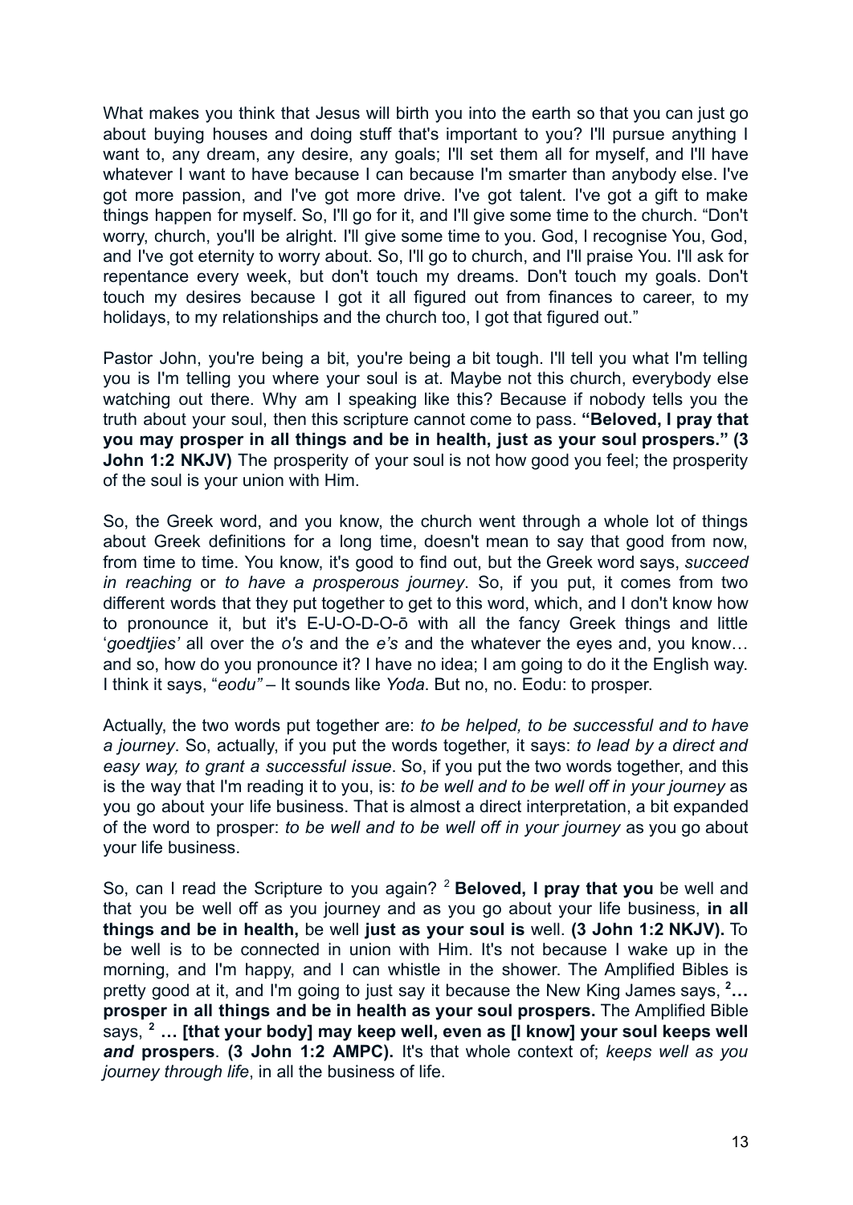What makes you think that Jesus will birth you into the earth so that you can just go about buying houses and doing stuff that's important to you? I'll pursue anything I want to, any dream, any desire, any goals; I'll set them all for myself, and I'll have whatever I want to have because I can because I'm smarter than anybody else. I've got more passion, and I've got more drive. I've got talent. I've got a gift to make things happen for myself. So, I'll go for it, and I'll give some time to the church. "Don't worry, church, you'll be alright. I'll give some time to you. God, I recognise You, God, and I've got eternity to worry about. So, I'll go to church, and I'll praise You. I'll ask for repentance every week, but don't touch my dreams. Don't touch my goals. Don't touch my desires because I got it all figured out from finances to career, to my holidays, to my relationships and the church too, I got that figured out."

Pastor John, you're being a bit, you're being a bit tough. I'll tell you what I'm telling you is I'm telling you where your soul is at. Maybe not this church, everybody else watching out there. Why am I speaking like this? Because if nobody tells you the truth about your soul, then this scripture cannot come to pass. **"Beloved, I pray that you may prosper in all things and be in health, just as your soul prospers." (3 John 1:2 NKJV)** The prosperity of your soul is not how good you feel; the prosperity of the soul is your union with Him.

So, the Greek word, and you know, the church went through a whole lot of things about Greek definitions for a long time, doesn't mean to say that good from now, from time to time. You know, it's good to find out, but the Greek word says, *succeed in reaching* or *to have a prosperous journey*. So, if you put, it comes from two different words that they put together to get to this word, which, and I don't know how to pronounce it, but it's E-U-O-D-O-ō with all the fancy Greek things and little '*goedtjies'* all over the *o's* and the *e's* and the whatever the eyes and, you know… and so, how do you pronounce it? I have no idea; I am going to do it the English way. I think it says, "*eodu"* – It sounds like *Yoda*. But no, no. Eodu: to prosper.

Actually, the two words put together are: *to be helped, to be successful and to have a journey*. So, actually, if you put the words together, it says: *to lead by a direct and easy way, to grant a successful issue*. So, if you put the two words together, and this is the way that I'm reading it to you, is: *to be well and to be well off in your journey* as you go about your life business. That is almost a direct interpretation, a bit expanded of the word to prosper: *to be well and to be well off in your journey* as you go about your life business.

So, can I read the Scripture to you again? [2] **Beloved, I pray that you** be well and that you be well off as you journey and as you go about your life business, **in all things and be in health,** be well **just as your soul is** well. **(3 John 1:2 NKJV).** To be well is to be connected in union with Him. It's not because I wake up in the morning, and I'm happy, and I can whistle in the shower. The Amplified Bibles is pretty good at it, and I'm going to just say it because the New King James says, **[2]… prosper in all things and be in health as your soul prospers.** The Amplified Bible says, **[2] … [that your body] may keep well, even as [I know] your soul keeps well *and* prospers**. **(3 John 1:2 AMPC).** It's that whole context of; *keeps well as you journey through life*, in all the business of life.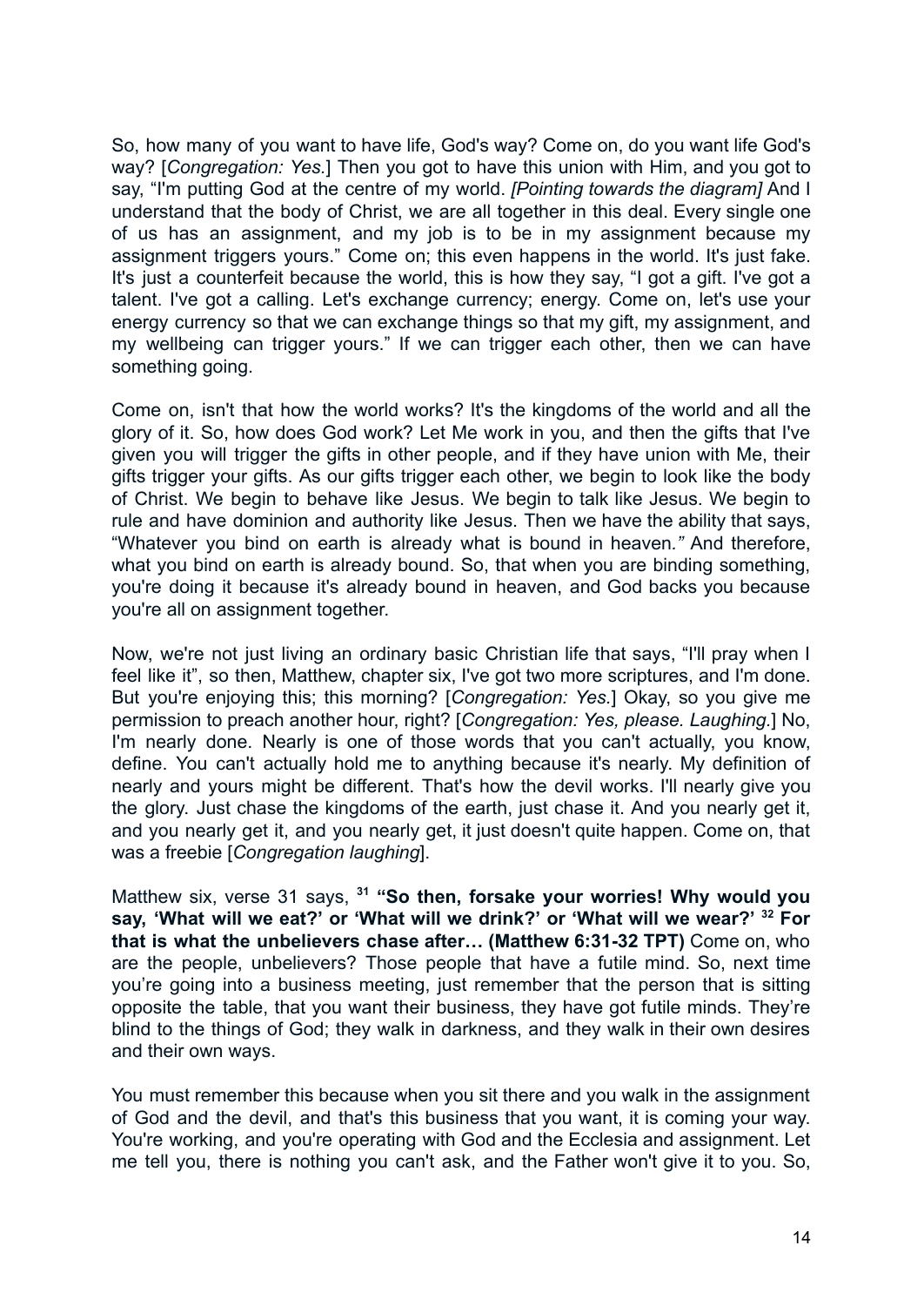So, how many of you want to have life, God's way? Come on, do you want life God's way? [*Congregation: Yes.*] Then you got to have this union with Him, and you got to say, "I'm putting God at the centre of my world. *[Pointing towards the diagram]* And I understand that the body of Christ, we are all together in this deal. Every single one of us has an assignment, and my job is to be in my assignment because my assignment triggers yours." Come on; this even happens in the world. It's just fake. It's just a counterfeit because the world, this is how they say, "I got a gift. I've got a talent. I've got a calling. Let's exchange currency; energy. Come on, let's use your energy currency so that we can exchange things so that my gift, my assignment, and my wellbeing can trigger yours." If we can trigger each other, then we can have something going.

Come on, isn't that how the world works? It's the kingdoms of the world and all the glory of it. So, how does God work? Let Me work in you, and then the gifts that I've given you will trigger the gifts in other people, and if they have union with Me, their gifts trigger your gifts. As our gifts trigger each other, we begin to look like the body of Christ. We begin to behave like Jesus. We begin to talk like Jesus. We begin to rule and have dominion and authority like Jesus. Then we have the ability that says, "Whatever you bind on earth is already what is bound in heaven*."* And therefore, what you bind on earth is already bound. So, that when you are binding something, you're doing it because it's already bound in heaven, and God backs you because you're all on assignment together.

Now, we're not just living an ordinary basic Christian life that says, "I'll pray when I feel like it", so then, Matthew, chapter six, I've got two more scriptures, and I'm done. But you're enjoying this; this morning? [*Congregation: Yes.*] Okay, so you give me permission to preach another hour, right? [*Congregation: Yes, please. Laughing.*] No, I'm nearly done. Nearly is one of those words that you can't actually, you know, define. You can't actually hold me to anything because it's nearly. My definition of nearly and yours might be different. That's how the devil works. I'll nearly give you the glory. Just chase the kingdoms of the earth, just chase it. And you nearly get it, and you nearly get it, and you nearly get, it just doesn't quite happen. Come on, that was a freebie [*Congregation laughing*].

Matthew six, verse 31 says, **31 "So then, forsake your worries! Why would you say, 'What will we eat?' or 'What will we drink?' or 'What will we wear?' 32 For that is what the unbelievers chase after… (Matthew 6:31-32 TPT)** Come on, who are the people, unbelievers? Those people that have a futile mind. So, next time you're going into a business meeting, just remember that the person that is sitting opposite the table, that you want their business, they have got futile minds. They're blind to the things of God; they walk in darkness, and they walk in their own desires and their own ways.

You must remember this because when you sit there and you walk in the assignment of God and the devil, and that's this business that you want, it is coming your way. You're working, and you're operating with God and the Ecclesia and assignment. Let me tell you, there is nothing you can't ask, and the Father won't give it to you. So,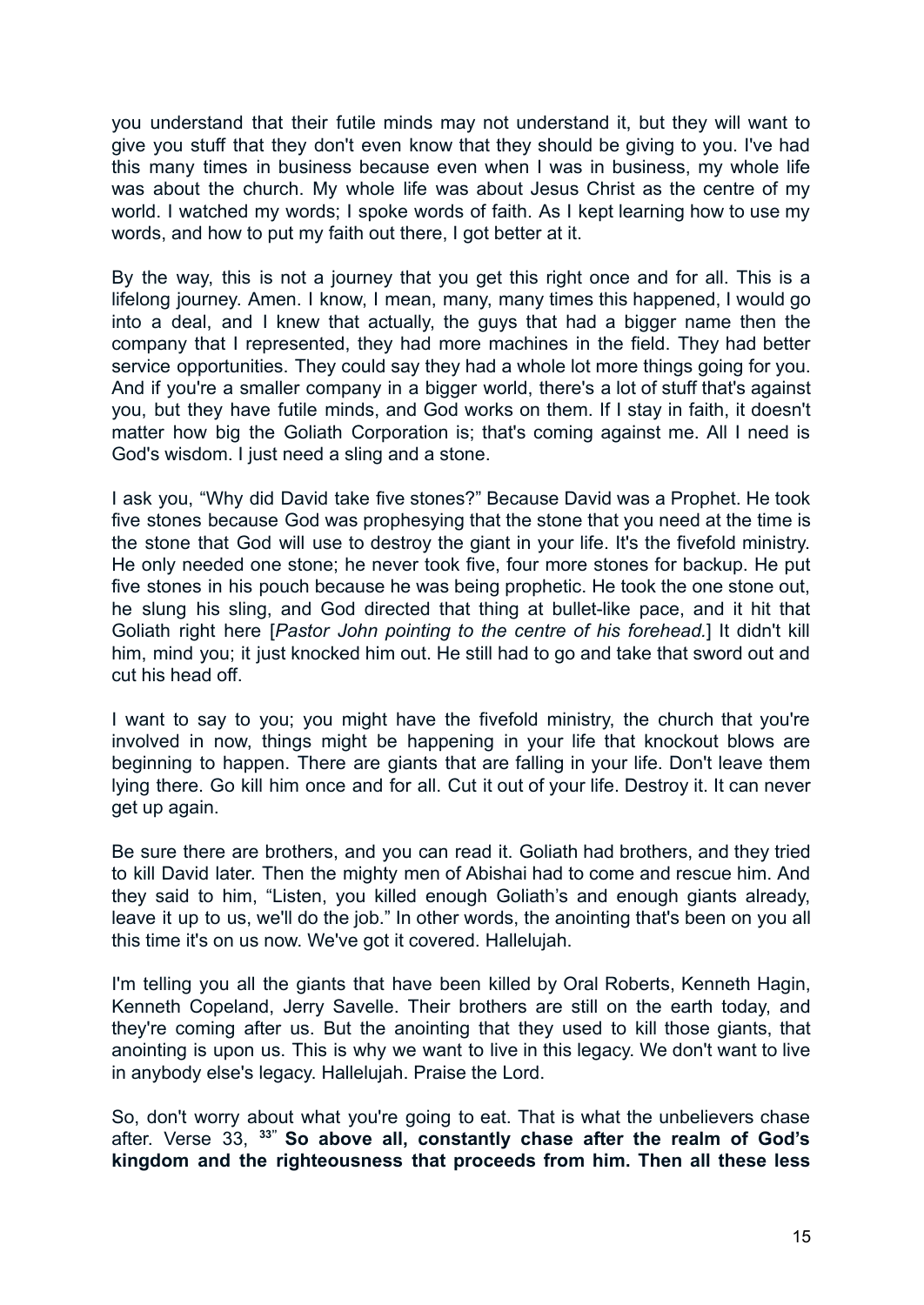you understand that their futile minds may not understand it, but they will want to give you stuff that they don't even know that they should be giving to you. I've had this many times in business because even when I was in business, my whole life was about the church. My whole life was about Jesus Christ as the centre of my world. I watched my words; I spoke words of faith. As I kept learning how to use my words, and how to put my faith out there, I got better at it.

By the way, this is not a journey that you get this right once and for all. This is a lifelong journey. Amen. I know, I mean, many, many times this happened, I would go into a deal, and I knew that actually, the guys that had a bigger name then the company that I represented, they had more machines in the field. They had better service opportunities. They could say they had a whole lot more things going for you. And if you're a smaller company in a bigger world, there's a lot of stuff that's against you, but they have futile minds, and God works on them. If I stay in faith, it doesn't matter how big the Goliath Corporation is; that's coming against me. All I need is God's wisdom. I just need a sling and a stone.

I ask you, "Why did David take five stones?" Because David was a Prophet. He took five stones because God was prophesying that the stone that you need at the time is the stone that God will use to destroy the giant in your life. It's the fivefold ministry. He only needed one stone; he never took five, four more stones for backup. He put five stones in his pouch because he was being prophetic. He took the one stone out, he slung his sling, and God directed that thing at bullet-like pace, and it hit that Goliath right here [*Pastor John pointing to the centre of his forehead.*] It didn't kill him, mind you; it just knocked him out. He still had to go and take that sword out and cut his head off.

I want to say to you; you might have the fivefold ministry, the church that you're involved in now, things might be happening in your life that knockout blows are beginning to happen. There are giants that are falling in your life. Don't leave them lying there. Go kill him once and for all. Cut it out of your life. Destroy it. It can never get up again.

Be sure there are brothers, and you can read it. Goliath had brothers, and they tried to kill David later. Then the mighty men of Abishai had to come and rescue him. And they said to him, "Listen, you killed enough Goliath's and enough giants already, leave it up to us, we'll do the job." In other words, the anointing that's been on you all this time it's on us now. We've got it covered. Hallelujah.

I'm telling you all the giants that have been killed by Oral Roberts, Kenneth Hagin, Kenneth Copeland, Jerry Savelle. Their brothers are still on the earth today, and they're coming after us. But the anointing that they used to kill those giants, that anointing is upon us. This is why we want to live in this legacy. We don't want to live in anybody else's legacy. Hallelujah. Praise the Lord.

So, don't worry about what you're going to eat. That is what the unbelievers chase after. Verse 33, [33]" **So above all, constantly chase after the realm of God's kingdom and the righteousness that proceeds from him. Then all these less**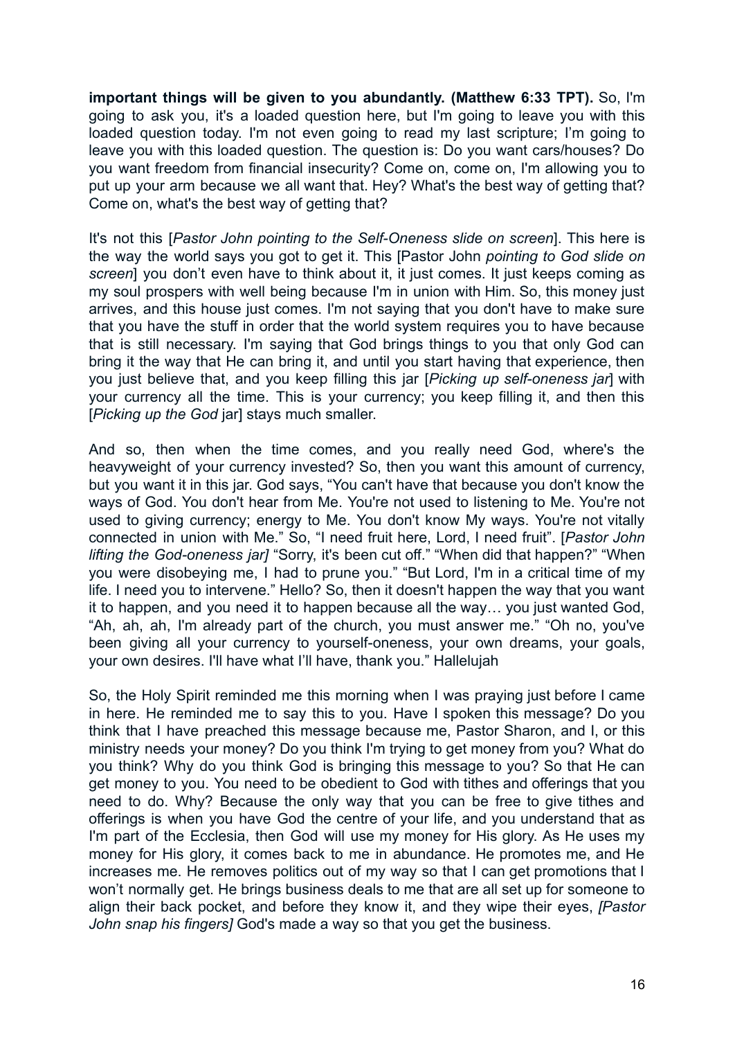**important things will be given to you abundantly. (Matthew 6:33 TPT).** So, I'm going to ask you, it's a loaded question here, but I'm going to leave you with this loaded question today. I'm not even going to read my last scripture; I'm going to leave you with this loaded question. The question is: Do you want cars/houses? Do you want freedom from financial insecurity? Come on, come on, I'm allowing you to put up your arm because we all want that. Hey? What's the best way of getting that? Come on, what's the best way of getting that?

It's not this [*Pastor John pointing to the Self-Oneness slide on screen*]. This here is the way the world says you got to get it. This [Pastor John *pointing to God slide on screen*] you don't even have to think about it, it just comes. It just keeps coming as my soul prospers with well being because I'm in union with Him. So, this money just arrives, and this house just comes. I'm not saying that you don't have to make sure that you have the stuff in order that the world system requires you to have because that is still necessary. I'm saying that God brings things to you that only God can bring it the way that He can bring it, and until you start having that experience, then you just believe that, and you keep filling this jar [*Picking up self-oneness jar*] with your currency all the time. This is your currency; you keep filling it, and then this [*Picking up the God* jar] stays much smaller.

And so, then when the time comes, and you really need God, where's the heavyweight of your currency invested? So, then you want this amount of currency, but you want it in this jar. God says, "You can't have that because you don't know the ways of God. You don't hear from Me. You're not used to listening to Me. You're not used to giving currency; energy to Me. You don't know My ways. You're not vitally connected in union with Me." So, "I need fruit here, Lord, I need fruit". [*Pastor John lifting the God-oneness jar]* "Sorry, it's been cut off." "When did that happen?" "When you were disobeying me, I had to prune you." "But Lord, I'm in a critical time of my life. I need you to intervene." Hello? So, then it doesn't happen the way that you want it to happen, and you need it to happen because all the way… you just wanted God, "Ah, ah, ah, I'm already part of the church, you must answer me." "Oh no, you've been giving all your currency to yourself-oneness, your own dreams, your goals, your own desires. I'll have what I'll have, thank you." Hallelujah

So, the Holy Spirit reminded me this morning when I was praying just before I came in here. He reminded me to say this to you. Have I spoken this message? Do you think that I have preached this message because me, Pastor Sharon, and I, or this ministry needs your money? Do you think I'm trying to get money from you? What do you think? Why do you think God is bringing this message to you? So that He can get money to you. You need to be obedient to God with tithes and offerings that you need to do. Why? Because the only way that you can be free to give tithes and offerings is when you have God the centre of your life, and you understand that as I'm part of the Ecclesia, then God will use my money for His glory. As He uses my money for His glory, it comes back to me in abundance. He promotes me, and He increases me. He removes politics out of my way so that I can get promotions that I won't normally get. He brings business deals to me that are all set up for someone to align their back pocket, and before they know it, and they wipe their eyes, *[Pastor John snap his fingers]* God's made a way so that you get the business.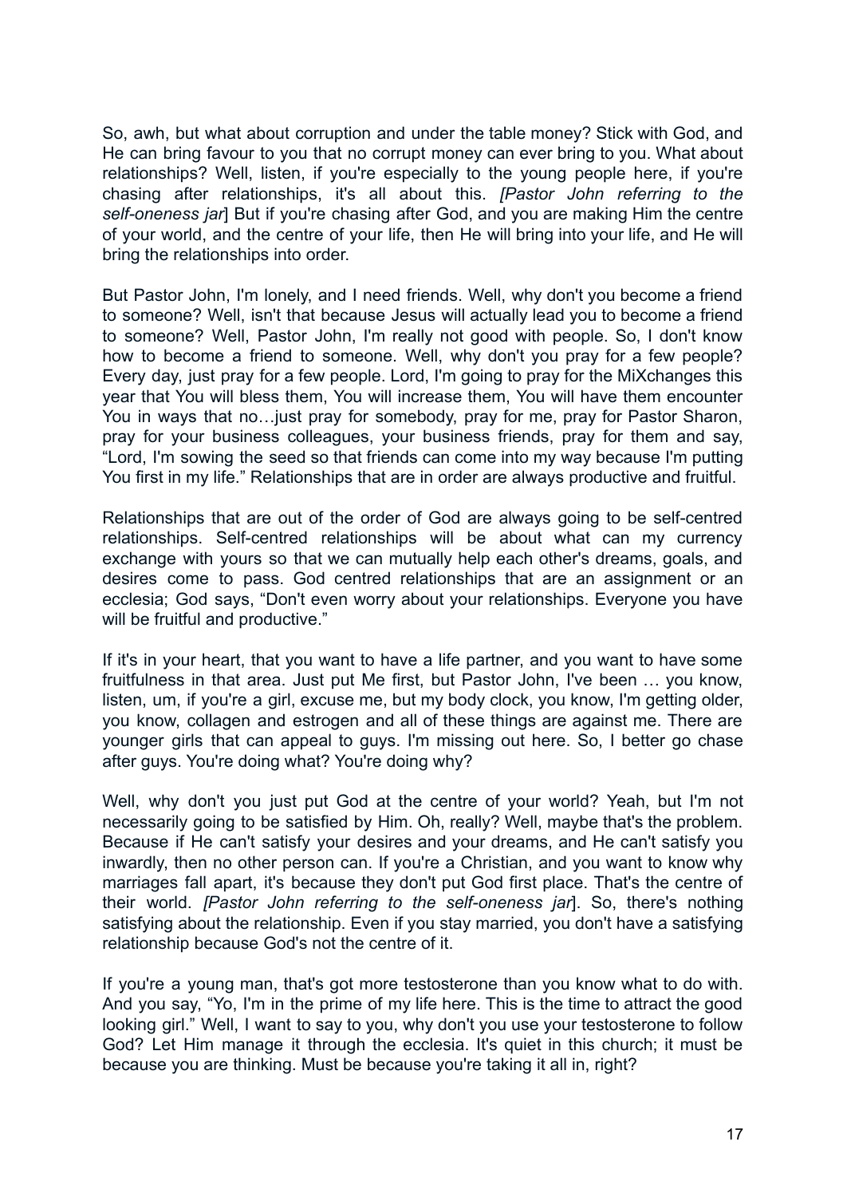So, awh, but what about corruption and under the table money? Stick with God, and He can bring favour to you that no corrupt money can ever bring to you. What about relationships? Well, listen, if you're especially to the young people here, if you're chasing after relationships, it's all about this. *[Pastor John referring to the self-oneness jar*] But if you're chasing after God, and you are making Him the centre of your world, and the centre of your life, then He will bring into your life, and He will bring the relationships into order.

But Pastor John, I'm lonely, and I need friends. Well, why don't you become a friend to someone? Well, isn't that because Jesus will actually lead you to become a friend to someone? Well, Pastor John, I'm really not good with people. So, I don't know how to become a friend to someone. Well, why don't you pray for a few people? Every day, just pray for a few people. Lord, I'm going to pray for the MiXchanges this year that You will bless them, You will increase them, You will have them encounter You in ways that no…just pray for somebody, pray for me, pray for Pastor Sharon, pray for your business colleagues, your business friends, pray for them and say, "Lord, I'm sowing the seed so that friends can come into my way because I'm putting You first in my life." Relationships that are in order are always productive and fruitful.

Relationships that are out of the order of God are always going to be self-centred relationships. Self-centred relationships will be about what can my currency exchange with yours so that we can mutually help each other's dreams, goals, and desires come to pass. God centred relationships that are an assignment or an ecclesia; God says, "Don't even worry about your relationships. Everyone you have will be fruitful and productive."

If it's in your heart, that you want to have a life partner, and you want to have some fruitfulness in that area. Just put Me first, but Pastor John, I've been … you know, listen, um, if you're a girl, excuse me, but my body clock, you know, I'm getting older, you know, collagen and estrogen and all of these things are against me. There are younger girls that can appeal to guys. I'm missing out here. So, I better go chase after guys. You're doing what? You're doing why?

Well, why don't you just put God at the centre of your world? Yeah, but I'm not necessarily going to be satisfied by Him. Oh, really? Well, maybe that's the problem. Because if He can't satisfy your desires and your dreams, and He can't satisfy you inwardly, then no other person can. If you're a Christian, and you want to know why marriages fall apart, it's because they don't put God first place. That's the centre of their world. *[Pastor John referring to the self-oneness jar*]. So, there's nothing satisfying about the relationship. Even if you stay married, you don't have a satisfying relationship because God's not the centre of it.

If you're a young man, that's got more testosterone than you know what to do with. And you say, "Yo, I'm in the prime of my life here. This is the time to attract the good looking girl." Well, I want to say to you, why don't you use your testosterone to follow God? Let Him manage it through the ecclesia. It's quiet in this church; it must be because you are thinking. Must be because you're taking it all in, right?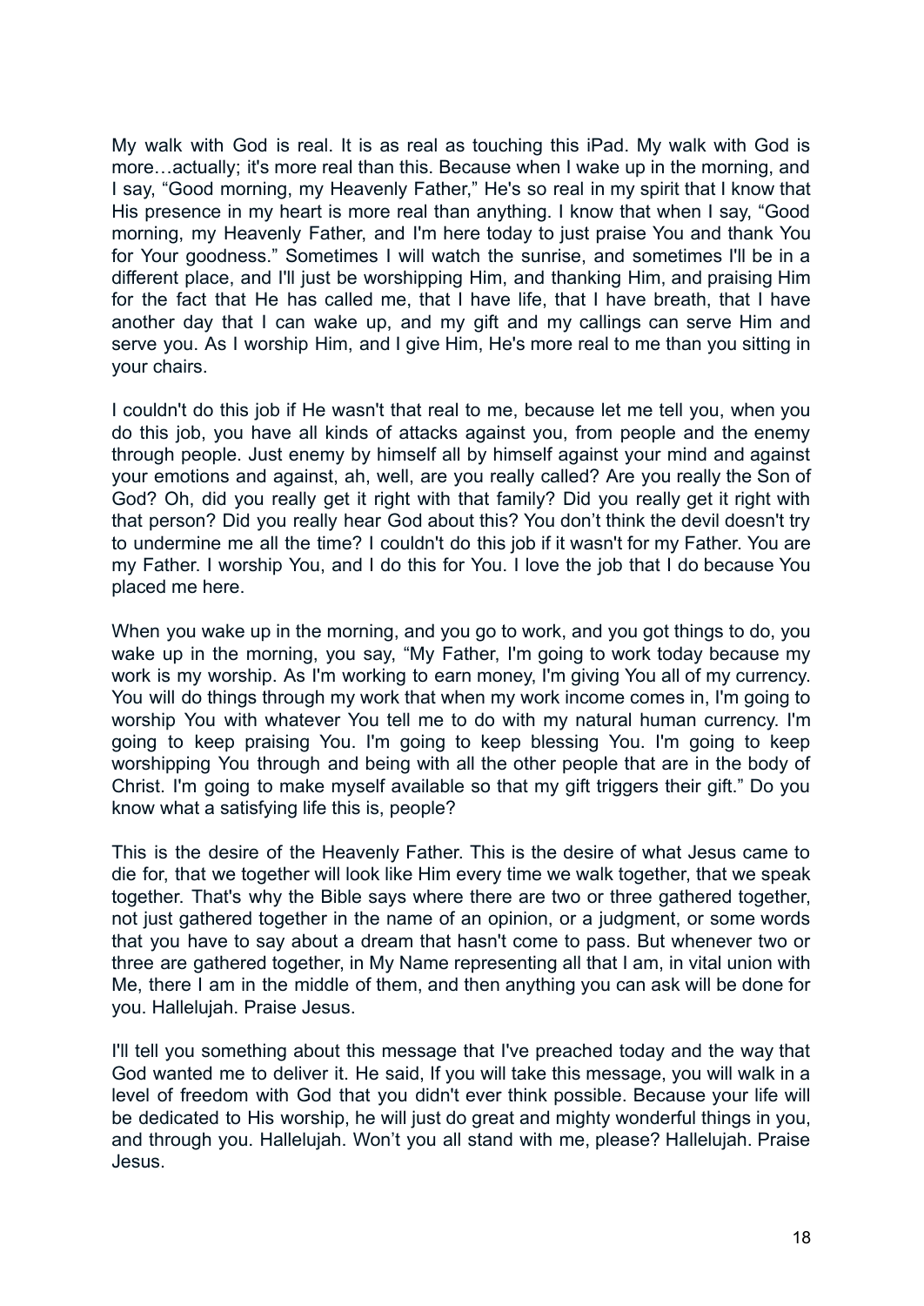My walk with God is real. It is as real as touching this iPad. My walk with God is more…actually; it's more real than this. Because when I wake up in the morning, and I say, "Good morning, my Heavenly Father," He's so real in my spirit that I know that His presence in my heart is more real than anything. I know that when I say, "Good morning, my Heavenly Father, and I'm here today to just praise You and thank You for Your goodness." Sometimes I will watch the sunrise, and sometimes I'll be in a different place, and I'll just be worshipping Him, and thanking Him, and praising Him for the fact that He has called me, that I have life, that I have breath, that I have another day that I can wake up, and my gift and my callings can serve Him and serve you. As I worship Him, and I give Him, He's more real to me than you sitting in your chairs.

I couldn't do this job if He wasn't that real to me, because let me tell you, when you do this job, you have all kinds of attacks against you, from people and the enemy through people. Just enemy by himself all by himself against your mind and against your emotions and against, ah, well, are you really called? Are you really the Son of God? Oh, did you really get it right with that family? Did you really get it right with that person? Did you really hear God about this? You don't think the devil doesn't try to undermine me all the time? I couldn't do this job if it wasn't for my Father. You are my Father. I worship You, and I do this for You. I love the job that I do because You placed me here.

When you wake up in the morning, and you go to work, and you got things to do, you wake up in the morning, you say, "My Father, I'm going to work today because my work is my worship. As I'm working to earn money, I'm giving You all of my currency. You will do things through my work that when my work income comes in, I'm going to worship You with whatever You tell me to do with my natural human currency. I'm going to keep praising You. I'm going to keep blessing You. I'm going to keep worshipping You through and being with all the other people that are in the body of Christ. I'm going to make myself available so that my gift triggers their gift." Do you know what a satisfying life this is, people?

This is the desire of the Heavenly Father. This is the desire of what Jesus came to die for, that we together will look like Him every time we walk together, that we speak together. That's why the Bible says where there are two or three gathered together, not just gathered together in the name of an opinion, or a judgment, or some words that you have to say about a dream that hasn't come to pass. But whenever two or three are gathered together, in My Name representing all that I am, in vital union with Me, there I am in the middle of them, and then anything you can ask will be done for you. Hallelujah. Praise Jesus.

I'll tell you something about this message that I've preached today and the way that God wanted me to deliver it. He said, If you will take this message, you will walk in a level of freedom with God that you didn't ever think possible. Because your life will be dedicated to His worship, he will just do great and mighty wonderful things in you, and through you. Hallelujah. Won't you all stand with me, please? Hallelujah. Praise Jesus.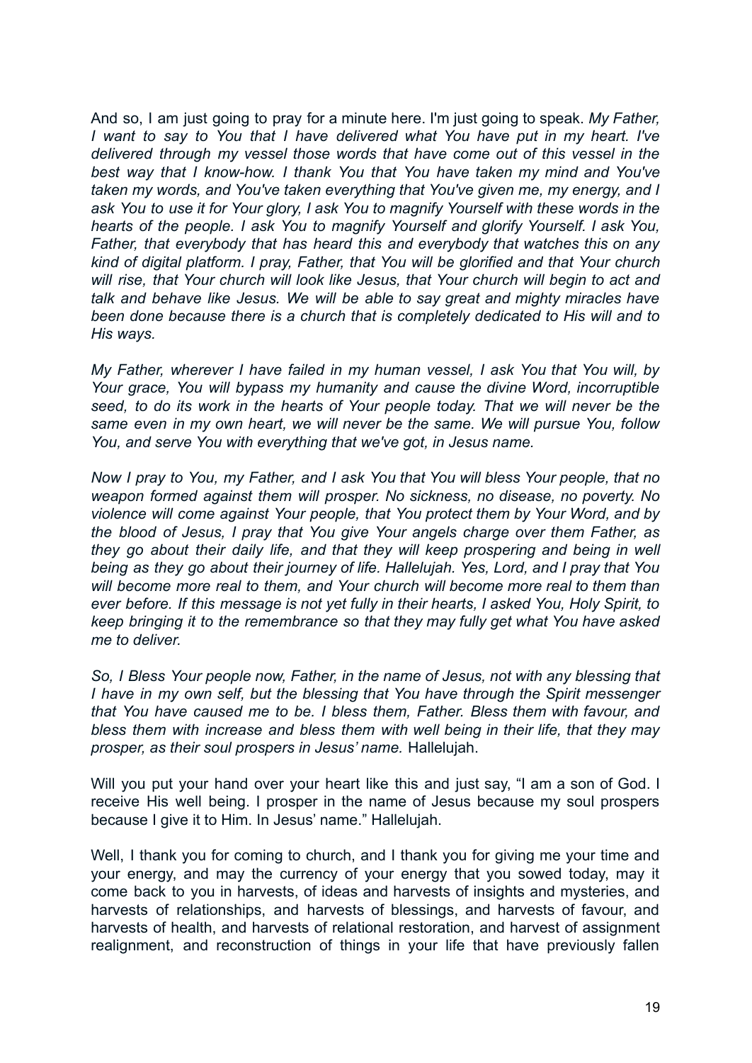And so, I am just going to pray for a minute here. I'm just going to speak. *My Father, I want to say to You that I have delivered what You have put in my heart. I've delivered through my vessel those words that have come out of this vessel in the best way that I know-how. I thank You that You have taken my mind and You've taken my words, and You've taken everything that You've given me, my energy, and I ask You to use it for Your glory, I ask You to magnify Yourself with these words in the hearts of the people. I ask You to magnify Yourself and glorify Yourself. I ask You, Father, that everybody that has heard this and everybody that watches this on any kind of digital platform. I pray, Father, that You will be glorified and that Your church will rise, that Your church will look like Jesus, that Your church will begin to act and talk and behave like Jesus. We will be able to say great and mighty miracles have been done because there is a church that is completely dedicated to His will and to His ways.*

*My Father, wherever I have failed in my human vessel, I ask You that You will, by Your grace, You will bypass my humanity and cause the divine Word, incorruptible seed, to do its work in the hearts of Your people today. That we will never be the same even in my own heart, we will never be the same. We will pursue You, follow You, and serve You with everything that we've got, in Jesus name.*

*Now I pray to You, my Father, and I ask You that You will bless Your people, that no weapon formed against them will prosper. No sickness, no disease, no poverty. No violence will come against Your people, that You protect them by Your Word, and by the blood of Jesus, I pray that You give Your angels charge over them Father, as they go about their daily life, and that they will keep prospering and being in well being as they go about their journey of life. Hallelujah. Yes, Lord, and I pray that You will become more real to them, and Your church will become more real to them than ever before. If this message is not yet fully in their hearts, I asked You, Holy Spirit, to keep bringing it to the remembrance so that they may fully get what You have asked me to deliver.*

*So, I Bless Your people now, Father, in the name of Jesus, not with any blessing that I have in my own self, but the blessing that You have through the Spirit messenger that You have caused me to be. I bless them, Father. Bless them with favour, and bless them with increase and bless them with well being in their life, that they may prosper, as their soul prospers in Jesus' name.* Hallelujah.

Will you put your hand over your heart like this and just say, "I am a son of God. I receive His well being. I prosper in the name of Jesus because my soul prospers because I give it to Him. In Jesus' name." Hallelujah.

Well, I thank you for coming to church, and I thank you for giving me your time and your energy, and may the currency of your energy that you sowed today, may it come back to you in harvests, of ideas and harvests of insights and mysteries, and harvests of relationships, and harvests of blessings, and harvests of favour, and harvests of health, and harvests of relational restoration, and harvest of assignment realignment, and reconstruction of things in your life that have previously fallen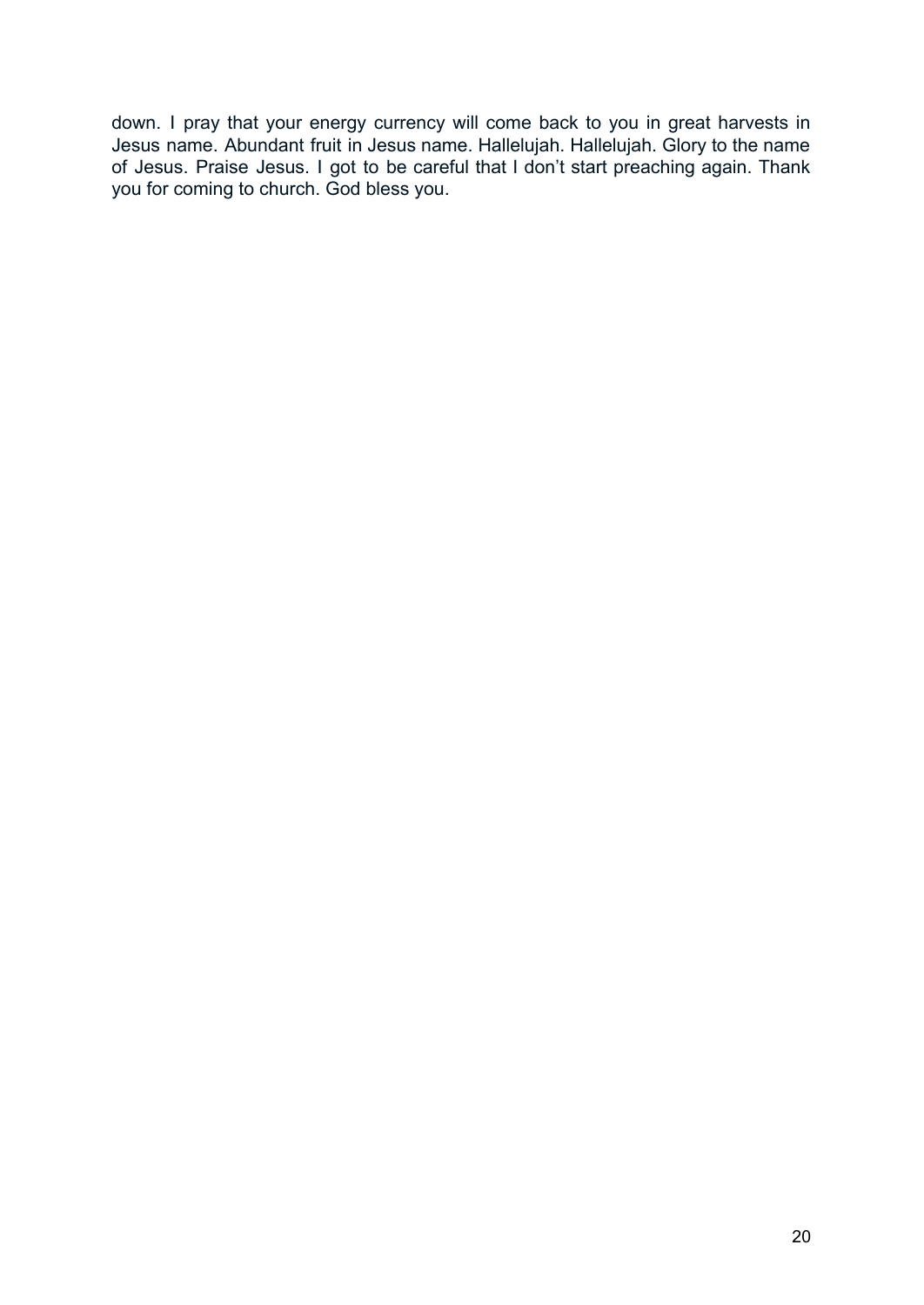down. I pray that your energy currency will come back to you in great harvests in Jesus name. Abundant fruit in Jesus name. Hallelujah. Hallelujah. Glory to the name of Jesus. Praise Jesus. I got to be careful that I don’t start preaching again. Thank you for coming to church. God bless you.